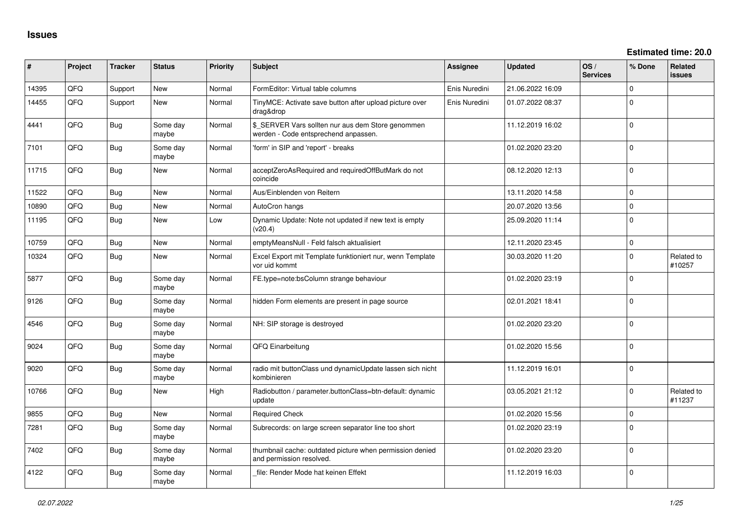# Issues

**Estimated time: 20.0**

| # | Project | Tracker | Status | Priority | Subject | Assignee | Updated | OS / Services | % Done | Related issues |
|---|---|---|---|---|---|---|---|---|---|---|
| 14395 | QFQ | Support | New | Normal | FormEditor: Virtual table columns | Enis Nuredini | 21.06.2022 16:09 | | 0 | |
| 14455 | QFQ | Support | New | Normal | TinyMCE: Activate save button after upload picture over drag&drop | Enis Nuredini | 01.07.2022 08:37 | | 0 | |
| 4441 | QFQ | Bug | Some day maybe | Normal | $_SERVER Vars sollten nur aus dem Store genommen werden - Code entsprechend anpassen. | | 11.12.2019 16:02 | | 0 | |
| 7101 | QFQ | Bug | Some day maybe | Normal | 'form' in SIP and 'report' - breaks | | 01.02.2020 23:20 | | 0 | |
| 11715 | QFQ | Bug | New | Normal | acceptZeroAsRequired and requiredOffButMark do not coincide | | 08.12.2020 12:13 | | 0 | |
| 11522 | QFQ | Bug | New | Normal | Aus/Einblenden von Reitern | | 13.11.2020 14:58 | | 0 | |
| 10890 | QFQ | Bug | New | Normal | AutoCron hangs | | 20.07.2020 13:56 | | 0 | |
| 11195 | QFQ | Bug | New | Low | Dynamic Update: Note not updated if new text is empty (v20.4) | | 25.09.2020 11:14 | | 0 | |
| 10759 | QFQ | Bug | New | Normal | emptyMeansNull - Feld falsch aktualisiert | | 12.11.2020 23:45 | | 0 | |
| 10324 | QFQ | Bug | New | Normal | Excel Export mit Template funktioniert nur, wenn Template vor uid kommt | | 30.03.2020 11:20 | | 0 | Related to #10257 |
| 5877 | QFQ | Bug | Some day maybe | Normal | FE.type=note:bsColumn strange behaviour | | 01.02.2020 23:19 | | 0 | |
| 9126 | QFQ | Bug | Some day maybe | Normal | hidden Form elements are present in page source | | 02.01.2021 18:41 | | 0 | |
| 4546 | QFQ | Bug | Some day maybe | Normal | NH: SIP storage is destroyed | | 01.02.2020 23:20 | | 0 | |
| 9024 | QFQ | Bug | Some day maybe | Normal | QFQ Einarbeitung | | 01.02.2020 15:56 | | 0 | |
| 9020 | QFQ | Bug | Some day maybe | Normal | radio mit buttonClass und dynamicUpdate lassen sich nicht kombinieren | | 11.12.2019 16:01 | | 0 | |
| 10766 | QFQ | Bug | New | High | Radiobutton / parameter.buttonClass=btn-default: dynamic update | | 03.05.2021 21:12 | | 0 | Related to #11237 |
| 9855 | QFQ | Bug | New | Normal | Required Check | | 01.02.2020 15:56 | | 0 | |
| 7281 | QFQ | Bug | Some day maybe | Normal | Subrecords: on large screen separator line too short | | 01.02.2020 23:19 | | 0 | |
| 7402 | QFQ | Bug | Some day maybe | Normal | thumbnail cache: outdated picture when permission denied and permission resolved. | | 01.02.2020 23:20 | | 0 | |
| 4122 | QFQ | Bug | Some day maybe | Normal | _file: Render Mode hat keinen Effekt | | 11.12.2019 16:03 | | 0 | |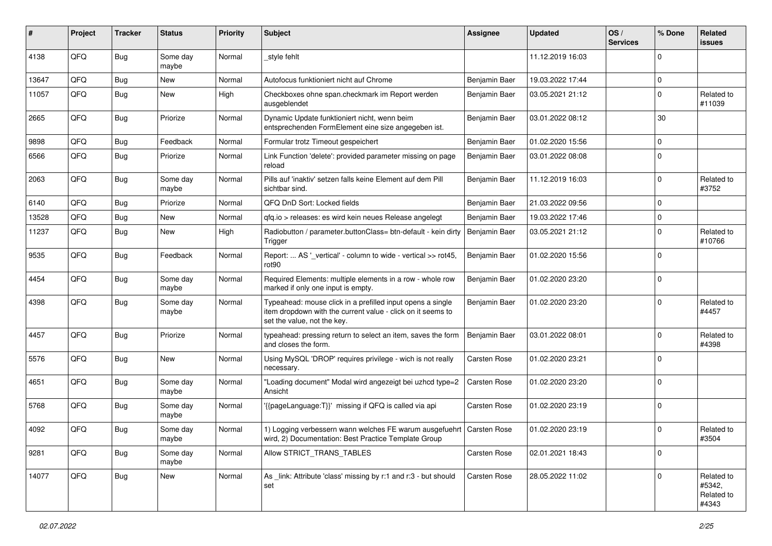| # | Project | Tracker | Status | Priority | Subject | Assignee | Updated | OS / Services | % Done | Related issues |
|---|---|---|---|---|---|---|---|---|---|---|
| 4138 | QFQ | Bug | Some day maybe | Normal | _style fehlt | | 11.12.2019 16:03 | | 0 | |
| 13647 | QFQ | Bug | New | Normal | Autofocus funktioniert nicht auf Chrome | Benjamin Baer | 19.03.2022 17:44 | | 0 | |
| 11057 | QFQ | Bug | New | High | Checkboxes ohne span.checkmark im Report werden ausgeblendet | Benjamin Baer | 03.05.2021 21:12 | | 0 | Related to #11039 |
| 2665 | QFQ | Bug | Priorize | Normal | Dynamic Update funktioniert nicht, wenn beim entsprechenden FormElement eine size angegeben ist. | Benjamin Baer | 03.01.2022 08:12 | | 30 | |
| 9898 | QFQ | Bug | Feedback | Normal | Formular trotz Timeout gespeichert | Benjamin Baer | 01.02.2020 15:56 | | 0 | |
| 6566 | QFQ | Bug | Priorize | Normal | Link Function 'delete': provided parameter missing on page reload | Benjamin Baer | 03.01.2022 08:08 | | 0 | |
| 2063 | QFQ | Bug | Some day maybe | Normal | Pills auf 'inaktiv' setzen falls keine Element auf dem Pill sichtbar sind. | Benjamin Baer | 11.12.2019 16:03 | | 0 | Related to #3752 |
| 6140 | QFQ | Bug | Priorize | Normal | QFQ DnD Sort: Locked fields | Benjamin Baer | 21.03.2022 09:56 | | 0 | |
| 13528 | QFQ | Bug | New | Normal | qfq.io > releases: es wird kein neues Release angelegt | Benjamin Baer | 19.03.2022 17:46 | | 0 | |
| 11237 | QFQ | Bug | New | High | Radiobutton / parameter.buttonClass= btn-default - kein dirty Trigger | Benjamin Baer | 03.05.2021 21:12 | | 0 | Related to #10766 |
| 9535 | QFQ | Bug | Feedback | Normal | Report: ... AS '_vertical' - column to wide - vertical >> rot45, rot90 | Benjamin Baer | 01.02.2020 15:56 | | 0 | |
| 4454 | QFQ | Bug | Some day maybe | Normal | Required Elements: multiple elements in a row - whole row marked if only one input is empty. | Benjamin Baer | 01.02.2020 23:20 | | 0 | |
| 4398 | QFQ | Bug | Some day maybe | Normal | Typeahead: mouse click in a prefilled input opens a single item dropdown with the current value - click on it seems to set the value, not the key. | Benjamin Baer | 01.02.2020 23:20 | | 0 | Related to #4457 |
| 4457 | QFQ | Bug | Priorize | Normal | typeahead: pressing return to select an item, saves the form and closes the form. | Benjamin Baer | 03.01.2022 08:01 | | 0 | Related to #4398 |
| 5576 | QFQ | Bug | New | Normal | Using MySQL 'DROP' requires privilege - wich is not really necessary. | Carsten Rose | 01.02.2020 23:21 | | 0 | |
| 4651 | QFQ | Bug | Some day maybe | Normal | "Loading document" Modal wird angezeigt bei uzhcd type=2 Ansicht | Carsten Rose | 01.02.2020 23:20 | | 0 | |
| 5768 | QFQ | Bug | Some day maybe | Normal | '{{pageLanguage:T}}' missing if QFQ is called via api | Carsten Rose | 01.02.2020 23:19 | | 0 | |
| 4092 | QFQ | Bug | Some day maybe | Normal | 1) Logging verbessern wann welches FE warum ausgefuehrt wird, 2) Documentation: Best Practice Template Group | Carsten Rose | 01.02.2020 23:19 | | 0 | Related to #3504 |
| 9281 | QFQ | Bug | Some day maybe | Normal | Allow STRICT_TRANS_TABLES | Carsten Rose | 02.01.2021 18:43 | | 0 | |
| 14077 | QFQ | Bug | New | Normal | As _link: Attribute 'class' missing by r:1 and r:3 - but should set | Carsten Rose | 28.05.2022 11:02 | | 0 | Related to #5342, Related to #4343 |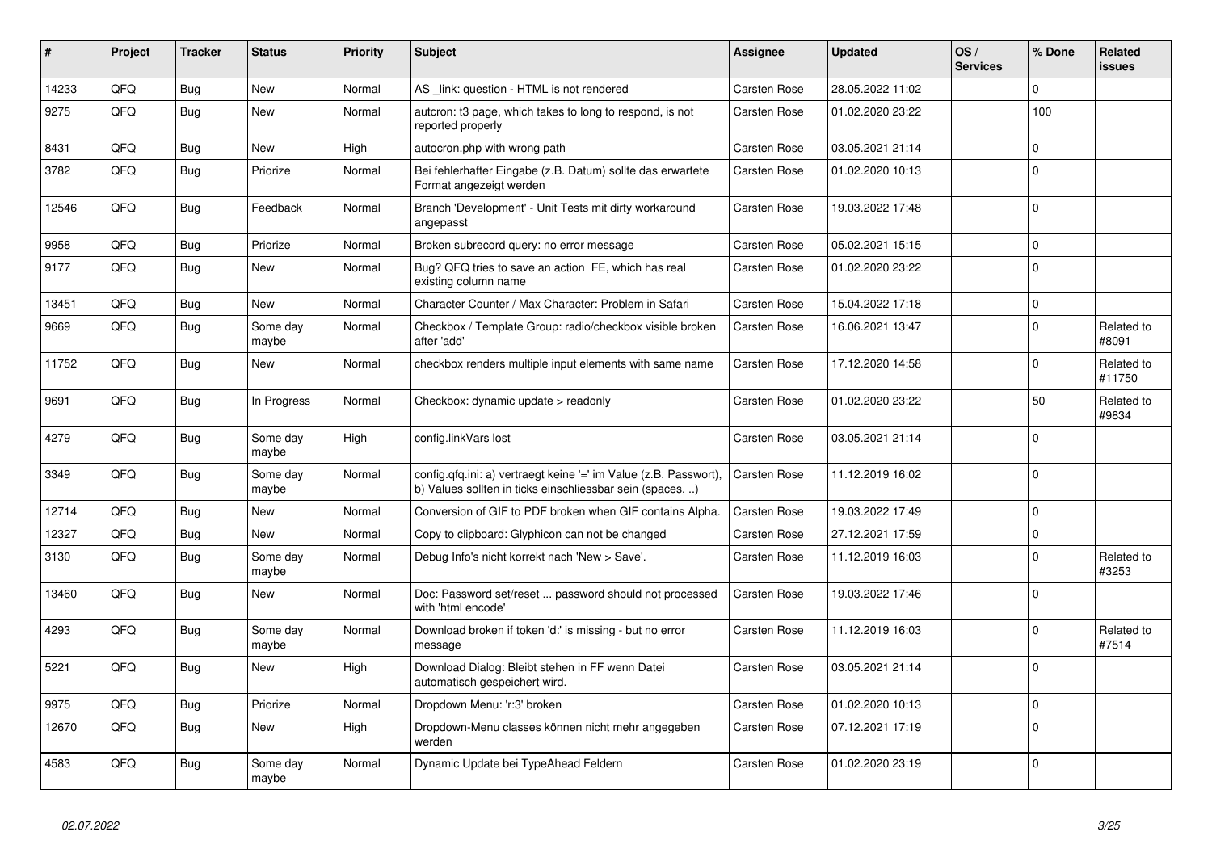| # | Project | Tracker | Status | Priority | Subject | Assignee | Updated | OS / Services | % Done | Related issues |
|---|---|---|---|---|---|---|---|---|---|---|
| 14233 | QFQ | Bug | New | Normal | AS _link: question - HTML is not rendered | Carsten Rose | 28.05.2022 11:02 | | 0 | |
| 9275 | QFQ | Bug | New | Normal | autcron: t3 page, which takes to long to respond, is not reported properly | Carsten Rose | 01.02.2020 23:22 | | 100 | |
| 8431 | QFQ | Bug | New | High | autocron.php with wrong path | Carsten Rose | 03.05.2021 21:14 | | 0 | |
| 3782 | QFQ | Bug | Priorize | Normal | Bei fehlerhafter Eingabe (z.B. Datum) sollte das erwartete Format angezeigt werden | Carsten Rose | 01.02.2020 10:13 | | 0 | |
| 12546 | QFQ | Bug | Feedback | Normal | Branch 'Development' - Unit Tests mit dirty workaround angepasst | Carsten Rose | 19.03.2022 17:48 | | 0 | |
| 9958 | QFQ | Bug | Priorize | Normal | Broken subrecord query: no error message | Carsten Rose | 05.02.2021 15:15 | | 0 | |
| 9177 | QFQ | Bug | New | Normal | Bug? QFQ tries to save an action FE, which has real existing column name | Carsten Rose | 01.02.2020 23:22 | | 0 | |
| 13451 | QFQ | Bug | New | Normal | Character Counter / Max Character: Problem in Safari | Carsten Rose | 15.04.2022 17:18 | | 0 | |
| 9669 | QFQ | Bug | Some day maybe | Normal | Checkbox / Template Group: radio/checkbox visible broken after 'add' | Carsten Rose | 16.06.2021 13:47 | | 0 | Related to #8091 |
| 11752 | QFQ | Bug | New | Normal | checkbox renders multiple input elements with same name | Carsten Rose | 17.12.2020 14:58 | | 0 | Related to #11750 |
| 9691 | QFQ | Bug | In Progress | Normal | Checkbox: dynamic update > readonly | Carsten Rose | 01.02.2020 23:22 | | 50 | Related to #9834 |
| 4279 | QFQ | Bug | Some day maybe | High | config.linkVars lost | Carsten Rose | 03.05.2021 21:14 | | 0 | |
| 3349 | QFQ | Bug | Some day maybe | Normal | config.qfq.ini: a) vertraegt keine '=' im Value (z.B. Passwort), b) Values sollten in ticks einschliessbar sein (spaces, ..) | Carsten Rose | 11.12.2019 16:02 | | 0 | |
| 12714 | QFQ | Bug | New | Normal | Conversion of GIF to PDF broken when GIF contains Alpha. | Carsten Rose | 19.03.2022 17:49 | | 0 | |
| 12327 | QFQ | Bug | New | Normal | Copy to clipboard: Glyphicon can not be changed | Carsten Rose | 27.12.2021 17:59 | | 0 | |
| 3130 | QFQ | Bug | Some day maybe | Normal | Debug Info's nicht korrekt nach 'New > Save'. | Carsten Rose | 11.12.2019 16:03 | | 0 | Related to #3253 |
| 13460 | QFQ | Bug | New | Normal | Doc: Password set/reset ... password should not processed with 'html encode' | Carsten Rose | 19.03.2022 17:46 | | 0 | |
| 4293 | QFQ | Bug | Some day maybe | Normal | Download broken if token 'd:' is missing - but no error message | Carsten Rose | 11.12.2019 16:03 | | 0 | Related to #7514 |
| 5221 | QFQ | Bug | New | High | Download Dialog: Bleibt stehen in FF wenn Datei automatisch gespeichert wird. | Carsten Rose | 03.05.2021 21:14 | | 0 | |
| 9975 | QFQ | Bug | Priorize | Normal | Dropdown Menu: 'r:3' broken | Carsten Rose | 01.02.2020 10:13 | | 0 | |
| 12670 | QFQ | Bug | New | High | Dropdown-Menu classes können nicht mehr angegeben werden | Carsten Rose | 07.12.2021 17:19 | | 0 | |
| 4583 | QFQ | Bug | Some day maybe | Normal | Dynamic Update bei TypeAhead Feldern | Carsten Rose | 01.02.2020 23:19 | | 0 | |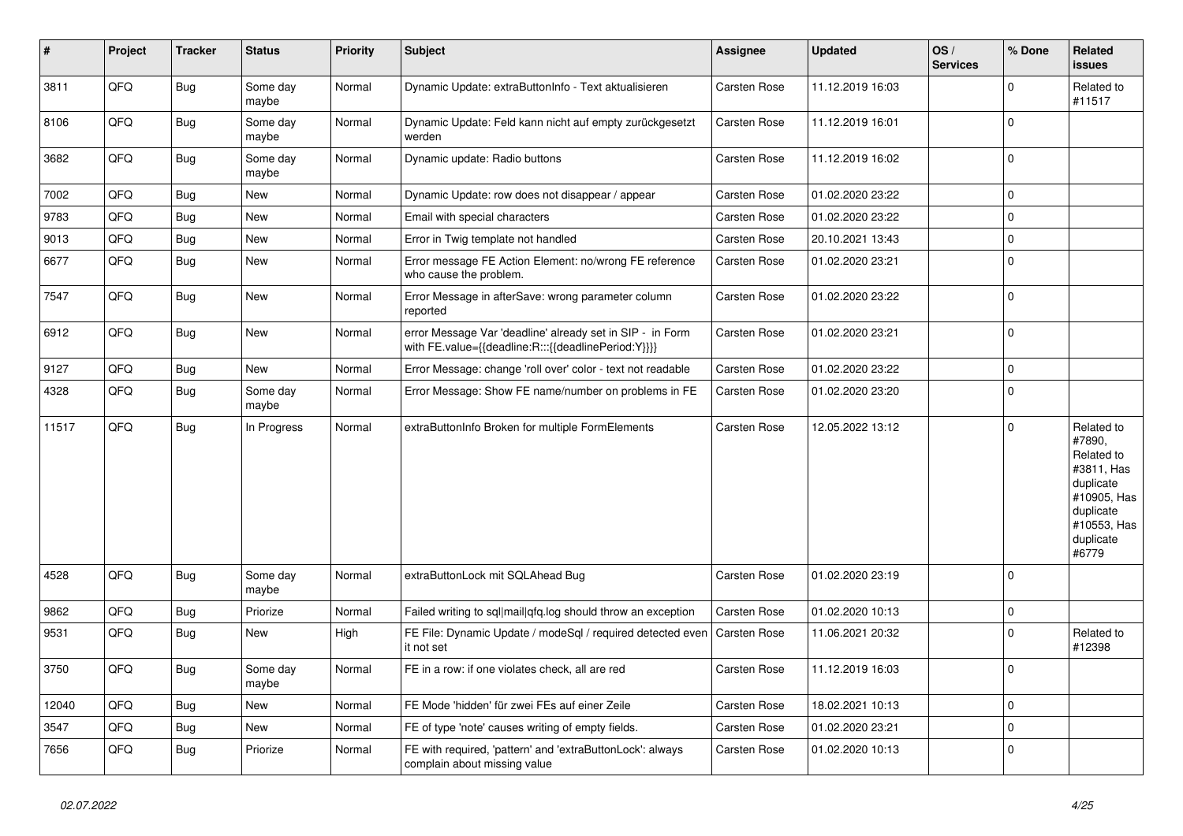| # | Project | Tracker | Status | Priority | Subject | Assignee | Updated | OS / Services | % Done | Related issues |
|---|---|---|---|---|---|---|---|---|---|---|
| 3811 | QFQ | Bug | Some day maybe | Normal | Dynamic Update: extraButtonInfo - Text aktualisieren | Carsten Rose | 11.12.2019 16:03 | | 0 | Related to #11517 |
| 8106 | QFQ | Bug | Some day maybe | Normal | Dynamic Update: Feld kann nicht auf empty zurückgesetzt werden | Carsten Rose | 11.12.2019 16:01 | | 0 | |
| 3682 | QFQ | Bug | Some day maybe | Normal | Dynamic update: Radio buttons | Carsten Rose | 11.12.2019 16:02 | | 0 | |
| 7002 | QFQ | Bug | New | Normal | Dynamic Update: row does not disappear / appear | Carsten Rose | 01.02.2020 23:22 | | 0 | |
| 9783 | QFQ | Bug | New | Normal | Email with special characters | Carsten Rose | 01.02.2020 23:22 | | 0 | |
| 9013 | QFQ | Bug | New | Normal | Error in Twig template not handled | Carsten Rose | 20.10.2021 13:43 | | 0 | |
| 6677 | QFQ | Bug | New | Normal | Error message FE Action Element: no/wrong FE reference who cause the problem. | Carsten Rose | 01.02.2020 23:21 | | 0 | |
| 7547 | QFQ | Bug | New | Normal | Error Message in afterSave: wrong parameter column reported | Carsten Rose | 01.02.2020 23:22 | | 0 | |
| 6912 | QFQ | Bug | New | Normal | error Message Var 'deadline' already set in SIP - in Form with FE.value={{deadline:R:::{{deadlinePeriod:Y}}}} | Carsten Rose | 01.02.2020 23:21 | | 0 | |
| 9127 | QFQ | Bug | New | Normal | Error Message: change 'roll over' color - text not readable | Carsten Rose | 01.02.2020 23:22 | | 0 | |
| 4328 | QFQ | Bug | Some day maybe | Normal | Error Message: Show FE name/number on problems in FE | Carsten Rose | 01.02.2020 23:20 | | 0 | |
| 11517 | QFQ | Bug | In Progress | Normal | extraButtonInfo Broken for multiple FormElements | Carsten Rose | 12.05.2022 13:12 | | 0 | Related to #7890, Related to #3811, Has duplicate #10905, Has duplicate #10553, Has duplicate #6779 |
| 4528 | QFQ | Bug | Some day maybe | Normal | extraButtonLock mit SQLAhead Bug | Carsten Rose | 01.02.2020 23:19 | | 0 | |
| 9862 | QFQ | Bug | Priorize | Normal | Failed writing to sql\|mail\|qfq.log should throw an exception | Carsten Rose | 01.02.2020 10:13 | | 0 | |
| 9531 | QFQ | Bug | New | High | FE File: Dynamic Update / modeSql / required detected even it not set | Carsten Rose | 11.06.2021 20:32 | | 0 | Related to #12398 |
| 3750 | QFQ | Bug | Some day maybe | Normal | FE in a row: if one violates check, all are red | Carsten Rose | 11.12.2019 16:03 | | 0 | |
| 12040 | QFQ | Bug | New | Normal | FE Mode 'hidden' für zwei FEs auf einer Zeile | Carsten Rose | 18.02.2021 10:13 | | 0 | |
| 3547 | QFQ | Bug | New | Normal | FE of type 'note' causes writing of empty fields. | Carsten Rose | 01.02.2020 23:21 | | 0 | |
| 7656 | QFQ | Bug | Priorize | Normal | FE with required, 'pattern' and 'extraButtonLock': always complain about missing value | Carsten Rose | 01.02.2020 10:13 | | 0 | |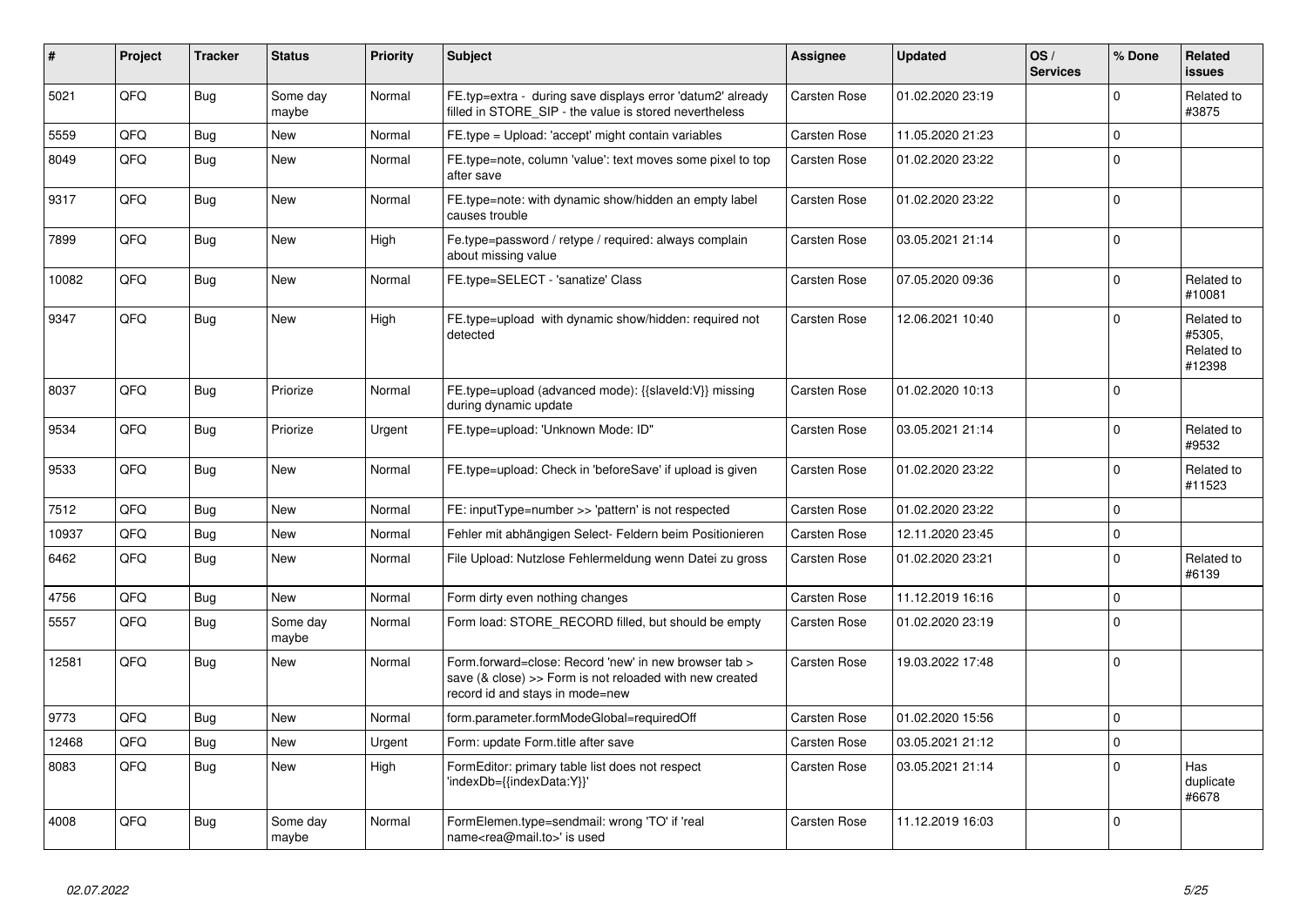| # | Project | Tracker | Status | Priority | Subject | Assignee | Updated | OS / Services | % Done | Related issues |
|---|---|---|---|---|---|---|---|---|---|---|
| 5021 | QFQ | Bug | Some day maybe | Normal | FE.typ=extra - during save displays error 'datum2' already filled in STORE_SIP - the value is stored nevertheless | Carsten Rose | 01.02.2020 23:19 | | 0 | Related to #3875 |
| 5559 | QFQ | Bug | New | Normal | FE.type = Upload: 'accept' might contain variables | Carsten Rose | 11.05.2020 21:23 | | 0 | |
| 8049 | QFQ | Bug | New | Normal | FE.type=note, column 'value': text moves some pixel to top after save | Carsten Rose | 01.02.2020 23:22 | | 0 | |
| 9317 | QFQ | Bug | New | Normal | FE.type=note: with dynamic show/hidden an empty label causes trouble | Carsten Rose | 01.02.2020 23:22 | | 0 | |
| 7899 | QFQ | Bug | New | High | Fe.type=password / retype / required: always complain about missing value | Carsten Rose | 03.05.2021 21:14 | | 0 | |
| 10082 | QFQ | Bug | New | Normal | FE.type=SELECT - 'sanatize' Class | Carsten Rose | 07.05.2020 09:36 | | 0 | Related to #10081 |
| 9347 | QFQ | Bug | New | High | FE.type=upload with dynamic show/hidden: required not detected | Carsten Rose | 12.06.2021 10:40 | | 0 | Related to #5305, Related to #12398 |
| 8037 | QFQ | Bug | Priorize | Normal | FE.type=upload (advanced mode): {{slaveId:V}} missing during dynamic update | Carsten Rose | 01.02.2020 10:13 | | 0 | |
| 9534 | QFQ | Bug | Priorize | Urgent | FE.type=upload: 'Unknown Mode: ID" | Carsten Rose | 03.05.2021 21:14 | | 0 | Related to #9532 |
| 9533 | QFQ | Bug | New | Normal | FE.type=upload: Check in 'beforeSave' if upload is given | Carsten Rose | 01.02.2020 23:22 | | 0 | Related to #11523 |
| 7512 | QFQ | Bug | New | Normal | FE: inputType=number >> 'pattern' is not respected | Carsten Rose | 01.02.2020 23:22 | | 0 | |
| 10937 | QFQ | Bug | New | Normal | Fehler mit abhängigen Select- Feldern beim Positionieren | Carsten Rose | 12.11.2020 23:45 | | 0 | |
| 6462 | QFQ | Bug | New | Normal | File Upload: Nutzlose Fehlermeldung wenn Datei zu gross | Carsten Rose | 01.02.2020 23:21 | | 0 | Related to #6139 |
| 4756 | QFQ | Bug | New | Normal | Form dirty even nothing changes | Carsten Rose | 11.12.2019 16:16 | | 0 | |
| 5557 | QFQ | Bug | Some day maybe | Normal | Form load: STORE_RECORD filled, but should be empty | Carsten Rose | 01.02.2020 23:19 | | 0 | |
| 12581 | QFQ | Bug | New | Normal | Form.forward=close: Record 'new' in new browser tab > save (& close) >> Form is not reloaded with new created record id and stays in mode=new | Carsten Rose | 19.03.2022 17:48 | | 0 | |
| 9773 | QFQ | Bug | New | Normal | form.parameter.formModeGlobal=requiredOff | Carsten Rose | 01.02.2020 15:56 | | 0 | |
| 12468 | QFQ | Bug | New | Urgent | Form: update Form.title after save | Carsten Rose | 03.05.2021 21:12 | | 0 | |
| 8083 | QFQ | Bug | New | High | FormEditor: primary table list does not respect 'indexDb={{indexData:Y}}' | Carsten Rose | 03.05.2021 21:14 | | 0 | Has duplicate #6678 |
| 4008 | QFQ | Bug | Some day maybe | Normal | FormElemen.type=sendmail: wrong 'TO' if 'real name<rea@mail.to>' is used | Carsten Rose | 11.12.2019 16:03 | | 0 | |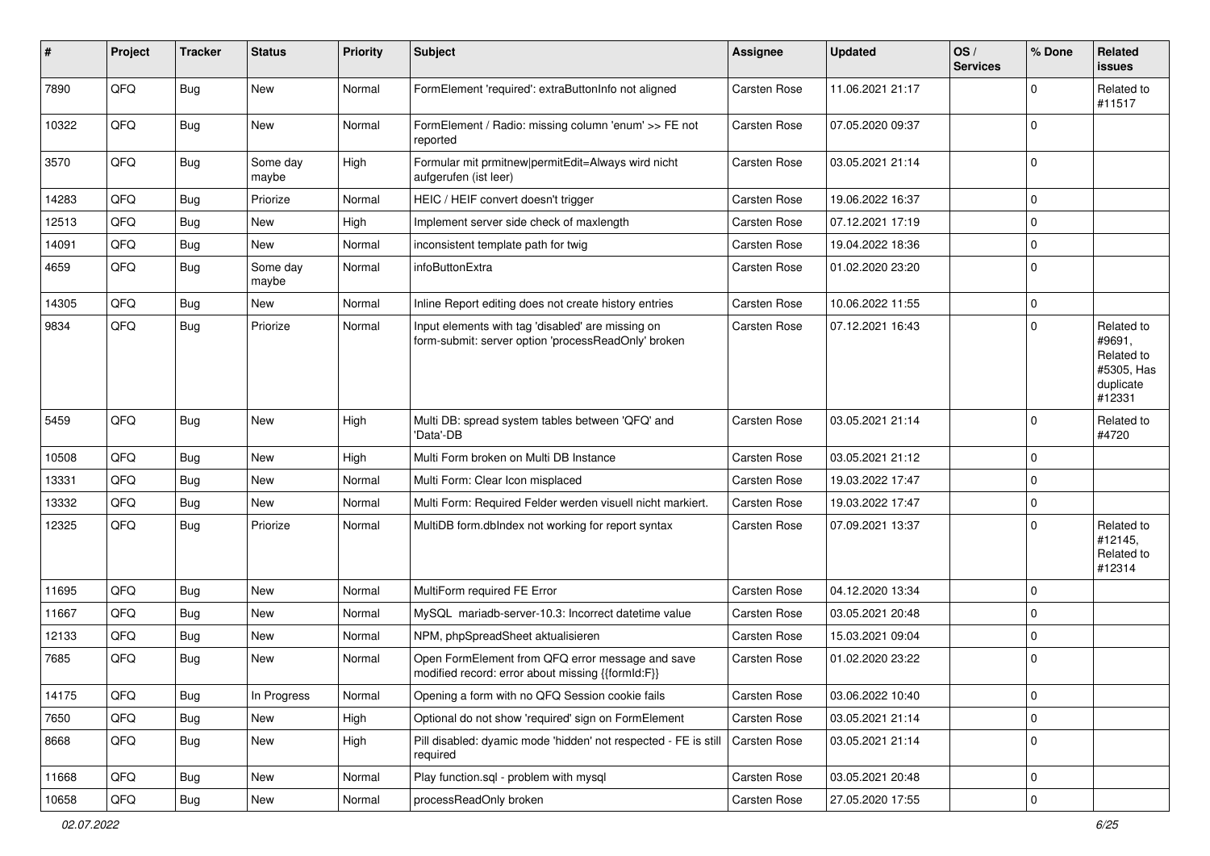| # | Project | Tracker | Status | Priority | Subject | Assignee | Updated | OS / Services | % Done | Related issues |
|---|---|---|---|---|---|---|---|---|---|---|
| 7890 | QFQ | Bug | New | Normal | FormElement 'required': extraButtonInfo not aligned | Carsten Rose | 11.06.2021 21:17 | | 0 | Related to #11517 |
| 10322 | QFQ | Bug | New | Normal | FormElement / Radio: missing column 'enum' >> FE not reported | Carsten Rose | 07.05.2020 09:37 | | 0 | |
| 3570 | QFQ | Bug | Some day maybe | High | Formular mit prmitnew\|permitEdit=Always wird nicht aufgerufen (ist leer) | Carsten Rose | 03.05.2021 21:14 | | 0 | |
| 14283 | QFQ | Bug | Priorize | Normal | HEIC / HEIF convert doesn't trigger | Carsten Rose | 19.06.2022 16:37 | | 0 | |
| 12513 | QFQ | Bug | New | High | Implement server side check of maxlength | Carsten Rose | 07.12.2021 17:19 | | 0 | |
| 14091 | QFQ | Bug | New | Normal | inconsistent template path for twig | Carsten Rose | 19.04.2022 18:36 | | 0 | |
| 4659 | QFQ | Bug | Some day maybe | Normal | infoButtonExtra | Carsten Rose | 01.02.2020 23:20 | | 0 | |
| 14305 | QFQ | Bug | New | Normal | Inline Report editing does not create history entries | Carsten Rose | 10.06.2022 11:55 | | 0 | |
| 9834 | QFQ | Bug | Priorize | Normal | Input elements with tag 'disabled' are missing on form-submit: server option 'processReadOnly' broken | Carsten Rose | 07.12.2021 16:43 | | 0 | Related to #9691, Related to #5305, Has duplicate #12331 |
| 5459 | QFQ | Bug | New | High | Multi DB: spread system tables between 'QFQ' and 'Data'-DB | Carsten Rose | 03.05.2021 21:14 | | 0 | Related to #4720 |
| 10508 | QFQ | Bug | New | High | Multi Form broken on Multi DB Instance | Carsten Rose | 03.05.2021 21:12 | | 0 | |
| 13331 | QFQ | Bug | New | Normal | Multi Form: Clear Icon misplaced | Carsten Rose | 19.03.2022 17:47 | | 0 | |
| 13332 | QFQ | Bug | New | Normal | Multi Form: Required Felder werden visuell nicht markiert. | Carsten Rose | 19.03.2022 17:47 | | 0 | |
| 12325 | QFQ | Bug | Priorize | Normal | MultiDB form.dbIndex not working for report syntax | Carsten Rose | 07.09.2021 13:37 | | 0 | Related to #12145, Related to #12314 |
| 11695 | QFQ | Bug | New | Normal | MultiForm required FE Error | Carsten Rose | 04.12.2020 13:34 | | 0 | |
| 11667 | QFQ | Bug | New | Normal | MySQL mariadb-server-10.3: Incorrect datetime value | Carsten Rose | 03.05.2021 20:48 | | 0 | |
| 12133 | QFQ | Bug | New | Normal | NPM, phpSpreadSheet aktualisieren | Carsten Rose | 15.03.2021 09:04 | | 0 | |
| 7685 | QFQ | Bug | New | Normal | Open FormElement from QFQ error message and save modified record: error about missing {{formId:F}} | Carsten Rose | 01.02.2020 23:22 | | 0 | |
| 14175 | QFQ | Bug | In Progress | Normal | Opening a form with no QFQ Session cookie fails | Carsten Rose | 03.06.2022 10:40 | | 0 | |
| 7650 | QFQ | Bug | New | High | Optional do not show 'required' sign on FormElement | Carsten Rose | 03.05.2021 21:14 | | 0 | |
| 8668 | QFQ | Bug | New | High | Pill disabled: dyamic mode 'hidden' not respected - FE is still required | Carsten Rose | 03.05.2021 21:14 | | 0 | |
| 11668 | QFQ | Bug | New | Normal | Play function.sql - problem with mysql | Carsten Rose | 03.05.2021 20:48 | | 0 | |
| 10658 | QFQ | Bug | New | Normal | processReadOnly broken | Carsten Rose | 27.05.2020 17:55 | | 0 | |

*02.07.2022*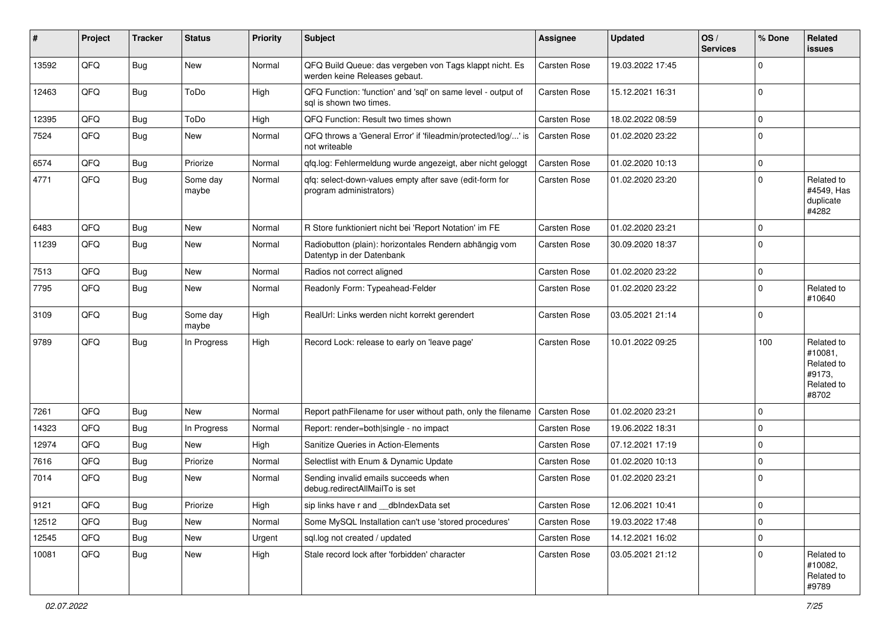| # | Project | Tracker | Status | Priority | Subject | Assignee | Updated | OS / Services | % Done | Related issues |
|---|---|---|---|---|---|---|---|---|---|---|
| 13592 | QFQ | Bug | New | Normal | QFQ Build Queue: das vergeben von Tags klappt nicht. Es werden keine Releases gebaut. | Carsten Rose | 19.03.2022 17:45 | | 0 | |
| 12463 | QFQ | Bug | ToDo | High | QFQ Function: 'function' and 'sql' on same level - output of sql is shown two times. | Carsten Rose | 15.12.2021 16:31 | | 0 | |
| 12395 | QFQ | Bug | ToDo | High | QFQ Function: Result two times shown | Carsten Rose | 18.02.2022 08:59 | | 0 | |
| 7524 | QFQ | Bug | New | Normal | QFQ throws a 'General Error' if 'fileadmin/protected/log/...' is not writeable | Carsten Rose | 01.02.2020 23:22 | | 0 | |
| 6574 | QFQ | Bug | Priorize | Normal | qfq.log: Fehlermeldung wurde angezeigt, aber nicht geloggt | Carsten Rose | 01.02.2020 10:13 | | 0 | |
| 4771 | QFQ | Bug | Some day maybe | Normal | qfq: select-down-values empty after save (edit-form for program administrators) | Carsten Rose | 01.02.2020 23:20 | | 0 | Related to #4549, Has duplicate #4282 |
| 6483 | QFQ | Bug | New | Normal | R Store funktioniert nicht bei 'Report Notation' im FE | Carsten Rose | 01.02.2020 23:21 | | 0 | |
| 11239 | QFQ | Bug | New | Normal | Radiobutton (plain): horizontales Rendern abhängig vom Datentyp in der Datenbank | Carsten Rose | 30.09.2020 18:37 | | 0 | |
| 7513 | QFQ | Bug | New | Normal | Radios not correct aligned | Carsten Rose | 01.02.2020 23:22 | | 0 | |
| 7795 | QFQ | Bug | New | Normal | Readonly Form: Typeahead-Felder | Carsten Rose | 01.02.2020 23:22 | | 0 | Related to #10640 |
| 3109 | QFQ | Bug | Some day maybe | High | RealUrl: Links werden nicht korrekt gerendert | Carsten Rose | 03.05.2021 21:14 | | 0 | |
| 9789 | QFQ | Bug | In Progress | High | Record Lock: release to early on 'leave page' | Carsten Rose | 10.01.2022 09:25 | | 100 | Related to #10081, Related to #9173, Related to #8702 |
| 7261 | QFQ | Bug | New | Normal | Report pathFilename for user without path, only the filename | Carsten Rose | 01.02.2020 23:21 | | 0 | |
| 14323 | QFQ | Bug | In Progress | Normal | Report: render=both\|single - no impact | Carsten Rose | 19.06.2022 18:31 | | 0 | |
| 12974 | QFQ | Bug | New | High | Sanitize Queries in Action-Elements | Carsten Rose | 07.12.2021 17:19 | | 0 | |
| 7616 | QFQ | Bug | Priorize | Normal | Selectlist with Enum & Dynamic Update | Carsten Rose | 01.02.2020 10:13 | | 0 | |
| 7014 | QFQ | Bug | New | Normal | Sending invalid emails succeeds when debug.redirectAllMailTo is set | Carsten Rose | 01.02.2020 23:21 | | 0 | |
| 9121 | QFQ | Bug | Priorize | High | sip links have r and __dbIndexData set | Carsten Rose | 12.06.2021 10:41 | | 0 | |
| 12512 | QFQ | Bug | New | Normal | Some MySQL Installation can't use 'stored procedures' | Carsten Rose | 19.03.2022 17:48 | | 0 | |
| 12545 | QFQ | Bug | New | Urgent | sql.log not created / updated | Carsten Rose | 14.12.2021 16:02 | | 0 | |
| 10081 | QFQ | Bug | New | High | Stale record lock after 'forbidden' character | Carsten Rose | 03.05.2021 21:12 | | 0 | Related to #10082, Related to #9789 |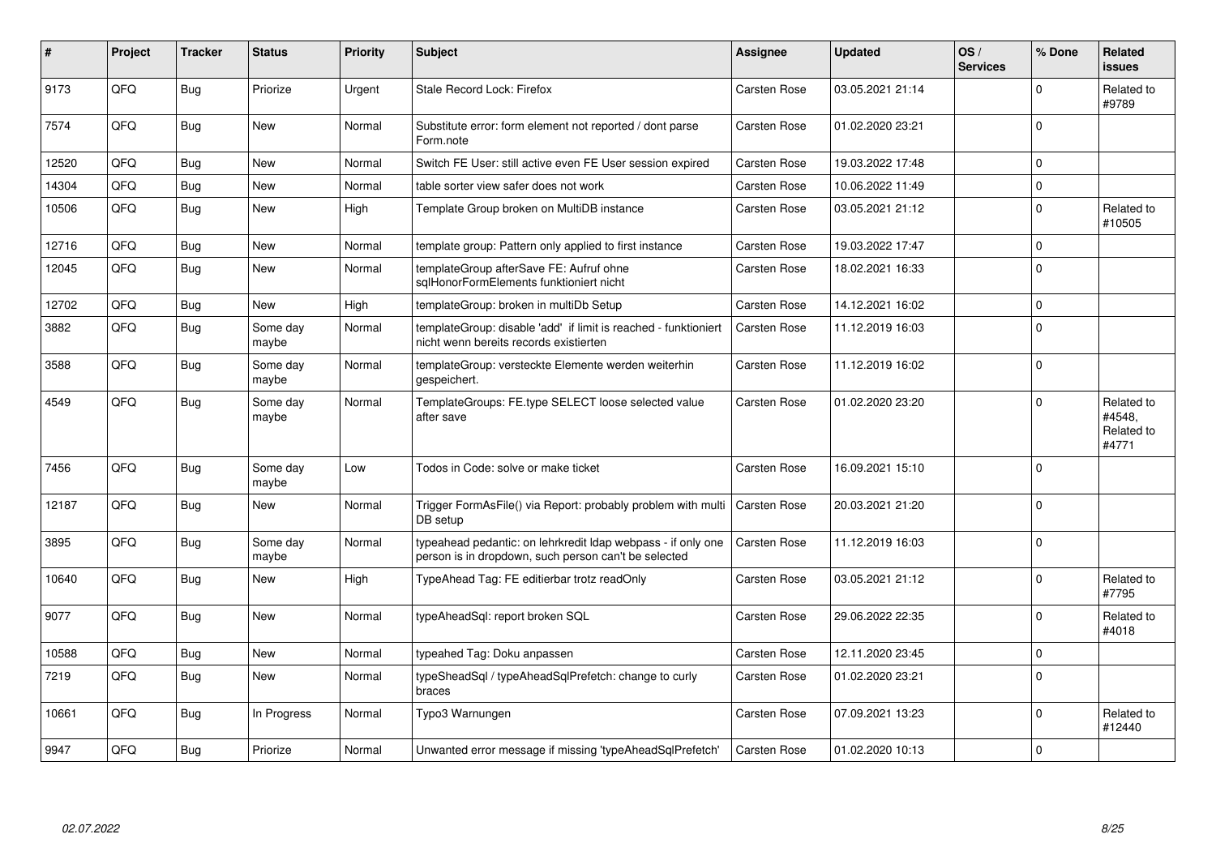| # | Project | Tracker | Status | Priority | Subject | Assignee | Updated | OS / Services | % Done | Related issues |
|---|---|---|---|---|---|---|---|---|---|---|
| 9173 | QFQ | Bug | Priorize | Urgent | Stale Record Lock: Firefox | Carsten Rose | 03.05.2021 21:14 | | 0 | Related to #9789 |
| 7574 | QFQ | Bug | New | Normal | Substitute error: form element not reported / dont parse Form.note | Carsten Rose | 01.02.2020 23:21 | | 0 | |
| 12520 | QFQ | Bug | New | Normal | Switch FE User: still active even FE User session expired | Carsten Rose | 19.03.2022 17:48 | | 0 | |
| 14304 | QFQ | Bug | New | Normal | table sorter view safer does not work | Carsten Rose | 10.06.2022 11:49 | | 0 | |
| 10506 | QFQ | Bug | New | High | Template Group broken on MultiDB instance | Carsten Rose | 03.05.2021 21:12 | | 0 | Related to #10505 |
| 12716 | QFQ | Bug | New | Normal | template group: Pattern only applied to first instance | Carsten Rose | 19.03.2022 17:47 | | 0 | |
| 12045 | QFQ | Bug | New | Normal | templateGroup afterSave FE: Aufruf ohne sqlHonorFormElements funktioniert nicht | Carsten Rose | 18.02.2021 16:33 | | 0 | |
| 12702 | QFQ | Bug | New | High | templateGroup: broken in multiDb Setup | Carsten Rose | 14.12.2021 16:02 | | 0 | |
| 3882 | QFQ | Bug | Some day maybe | Normal | templateGroup: disable 'add' if limit is reached - funktioniert nicht wenn bereits records existierten | Carsten Rose | 11.12.2019 16:03 | | 0 | |
| 3588 | QFQ | Bug | Some day maybe | Normal | templateGroup: versteckte Elemente werden weiterhin gespeichert. | Carsten Rose | 11.12.2019 16:02 | | 0 | |
| 4549 | QFQ | Bug | Some day maybe | Normal | TemplateGroups: FE.type SELECT loose selected value after save | Carsten Rose | 01.02.2020 23:20 | | 0 | Related to #4548, Related to #4771 |
| 7456 | QFQ | Bug | Some day maybe | Low | Todos in Code: solve or make ticket | Carsten Rose | 16.09.2021 15:10 | | 0 | |
| 12187 | QFQ | Bug | New | Normal | Trigger FormAsFile() via Report: probably problem with multi DB setup | Carsten Rose | 20.03.2021 21:20 | | 0 | |
| 3895 | QFQ | Bug | Some day maybe | Normal | typeahead pedantic: on lehrkredit ldap webpass - if only one person is in dropdown, such person can't be selected | Carsten Rose | 11.12.2019 16:03 | | 0 | |
| 10640 | QFQ | Bug | New | High | TypeAhead Tag: FE editierbar trotz readOnly | Carsten Rose | 03.05.2021 21:12 | | 0 | Related to #7795 |
| 9077 | QFQ | Bug | New | Normal | typeAheadSql: report broken SQL | Carsten Rose | 29.06.2022 22:35 | | 0 | Related to #4018 |
| 10588 | QFQ | Bug | New | Normal | typeahed Tag: Doku anpassen | Carsten Rose | 12.11.2020 23:45 | | 0 | |
| 7219 | QFQ | Bug | New | Normal | typeSheadSql / typeAheadSqlPrefetch: change to curly braces | Carsten Rose | 01.02.2020 23:21 | | 0 | |
| 10661 | QFQ | Bug | In Progress | Normal | Typo3 Warnungen | Carsten Rose | 07.09.2021 13:23 | | 0 | Related to #12440 |
| 9947 | QFQ | Bug | Priorize | Normal | Unwanted error message if missing 'typeAheadSqlPrefetch' | Carsten Rose | 01.02.2020 10:13 | | 0 | |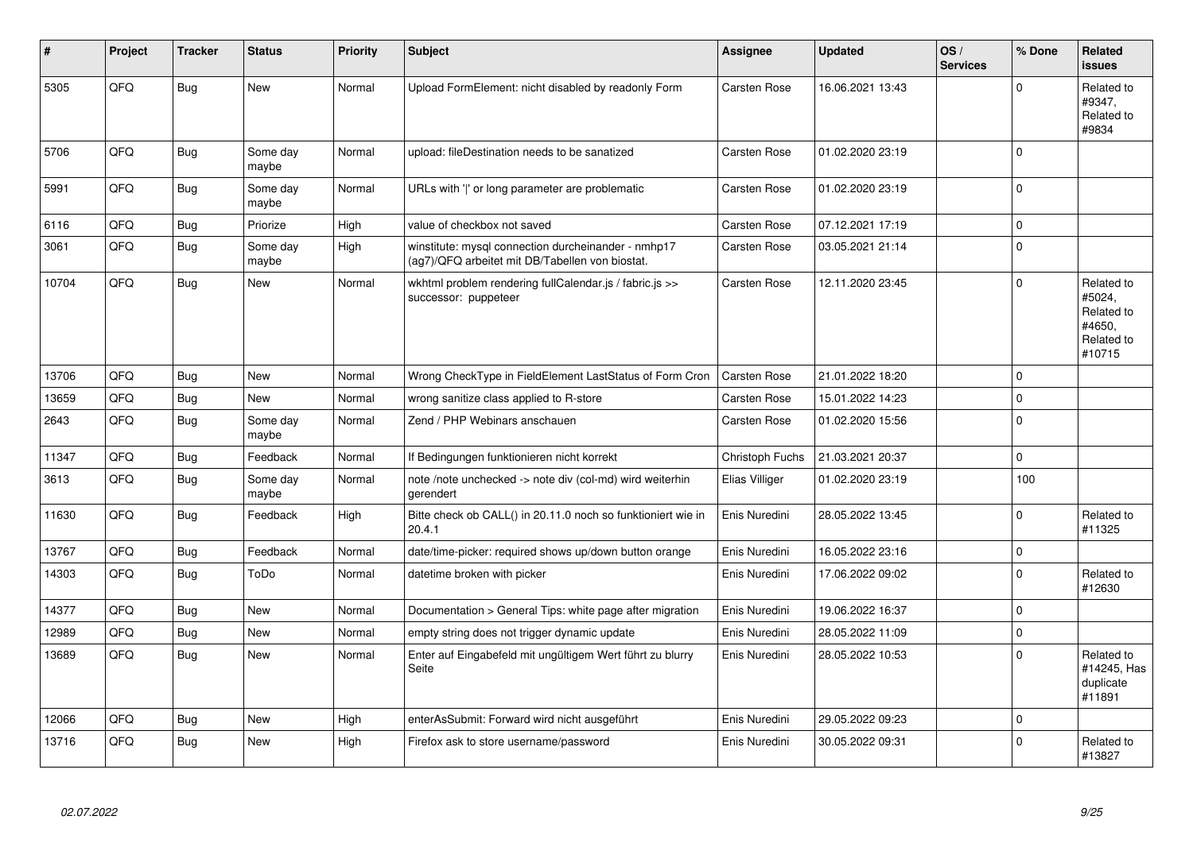| # | Project | Tracker | Status | Priority | Subject | Assignee | Updated | OS / Services | % Done | Related issues |
|---|---|---|---|---|---|---|---|---|---|---|
| 5305 | QFQ | Bug | New | Normal | Upload FormElement: nicht disabled by readonly Form | Carsten Rose | 16.06.2021 13:43 | | 0 | Related to #9347, Related to #9834 |
| 5706 | QFQ | Bug | Some day maybe | Normal | upload: fileDestination needs to be sanatized | Carsten Rose | 01.02.2020 23:19 | | 0 | |
| 5991 | QFQ | Bug | Some day maybe | Normal | URLs with '\|' or long parameter are problematic | Carsten Rose | 01.02.2020 23:19 | | 0 | |
| 6116 | QFQ | Bug | Priorize | High | value of checkbox not saved | Carsten Rose | 07.12.2021 17:19 | | 0 | |
| 3061 | QFQ | Bug | Some day maybe | High | winstitute: mysql connection durcheinander - nmhp17 (ag7)/QFQ arbeitet mit DB/Tabellen von biostat. | Carsten Rose | 03.05.2021 21:14 | | 0 | |
| 10704 | QFQ | Bug | New | Normal | wkhtml problem rendering fullCalendar.js / fabric.js >> successor: puppeteer | Carsten Rose | 12.11.2020 23:45 | | 0 | Related to #5024, Related to #4650, Related to #10715 |
| 13706 | QFQ | Bug | New | Normal | Wrong CheckType in FieldElement LastStatus of Form Cron | Carsten Rose | 21.01.2022 18:20 | | 0 | |
| 13659 | QFQ | Bug | New | Normal | wrong sanitize class applied to R-store | Carsten Rose | 15.01.2022 14:23 | | 0 | |
| 2643 | QFQ | Bug | Some day maybe | Normal | Zend / PHP Webinars anschauen | Carsten Rose | 01.02.2020 15:56 | | 0 | |
| 11347 | QFQ | Bug | Feedback | Normal | If Bedingungen funktionieren nicht korrekt | Christoph Fuchs | 21.03.2021 20:37 | | 0 | |
| 3613 | QFQ | Bug | Some day maybe | Normal | note /note unchecked -> note div (col-md) wird weiterhin gerendert | Elias Villiger | 01.02.2020 23:19 | | 100 | |
| 11630 | QFQ | Bug | Feedback | High | Bitte check ob CALL() in 20.11.0 noch so funktioniert wie in 20.4.1 | Enis Nuredini | 28.05.2022 13:45 | | 0 | Related to #11325 |
| 13767 | QFQ | Bug | Feedback | Normal | date/time-picker: required shows up/down button orange | Enis Nuredini | 16.05.2022 23:16 | | 0 | |
| 14303 | QFQ | Bug | ToDo | Normal | datetime broken with picker | Enis Nuredini | 17.06.2022 09:02 | | 0 | Related to #12630 |
| 14377 | QFQ | Bug | New | Normal | Documentation > General Tips: white page after migration | Enis Nuredini | 19.06.2022 16:37 | | 0 | |
| 12989 | QFQ | Bug | New | Normal | empty string does not trigger dynamic update | Enis Nuredini | 28.05.2022 11:09 | | 0 | |
| 13689 | QFQ | Bug | New | Normal | Enter auf Eingabefeld mit ungültigem Wert führt zu blurry Seite | Enis Nuredini | 28.05.2022 10:53 | | 0 | Related to #14245, Has duplicate #11891 |
| 12066 | QFQ | Bug | New | High | enterAsSubmit: Forward wird nicht ausgeführt | Enis Nuredini | 29.05.2022 09:23 | | 0 | |
| 13716 | QFQ | Bug | New | High | Firefox ask to store username/password | Enis Nuredini | 30.05.2022 09:31 | | 0 | Related to #13827 |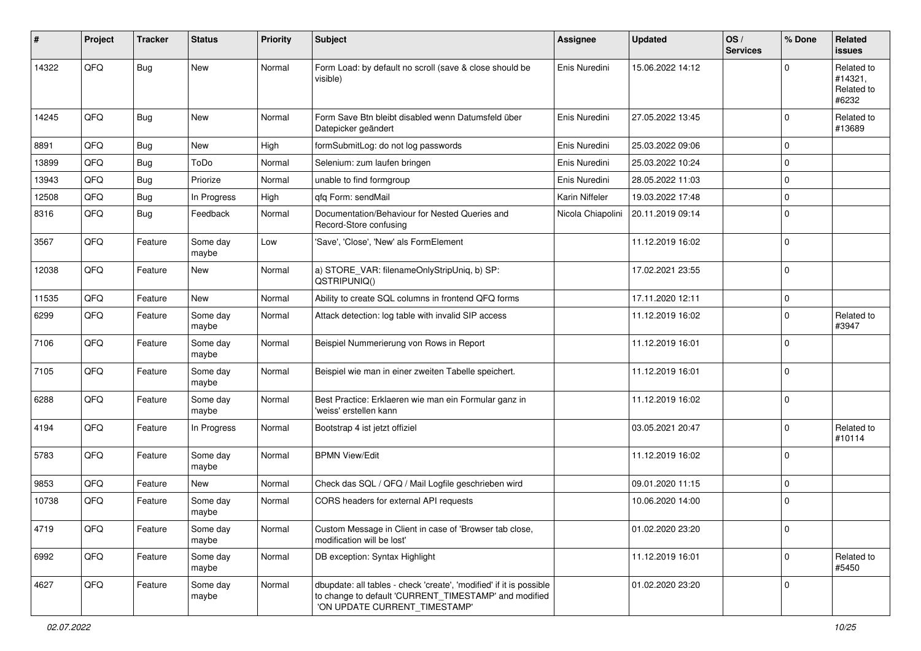| # | Project | Tracker | Status | Priority | Subject | Assignee | Updated | OS / Services | % Done | Related issues |
|---|---|---|---|---|---|---|---|---|---|---|
| 14322 | QFQ | Bug | New | Normal | Form Load: by default no scroll (save & close should be visible) | Enis Nuredini | 15.06.2022 14:12 | | 0 | Related to #14321, Related to #6232 |
| 14245 | QFQ | Bug | New | Normal | Form Save Btn bleibt disabled wenn Datumsfeld über Datepicker geändert | Enis Nuredini | 27.05.2022 13:45 | | 0 | Related to #13689 |
| 8891 | QFQ | Bug | New | High | formSubmitLog: do not log passwords | Enis Nuredini | 25.03.2022 09:06 | | 0 | |
| 13899 | QFQ | Bug | ToDo | Normal | Selenium: zum laufen bringen | Enis Nuredini | 25.03.2022 10:24 | | 0 | |
| 13943 | QFQ | Bug | Priorize | Normal | unable to find formgroup | Enis Nuredini | 28.05.2022 11:03 | | 0 | |
| 12508 | QFQ | Bug | In Progress | High | qfq Form: sendMail | Karin Niffeler | 19.03.2022 17:48 | | 0 | |
| 8316 | QFQ | Bug | Feedback | Normal | Documentation/Behaviour for Nested Queries and Record-Store confusing | Nicola Chiapolini | 20.11.2019 09:14 | | 0 | |
| 3567 | QFQ | Feature | Some day maybe | Low | 'Save', 'Close', 'New' als FormElement | | 11.12.2019 16:02 | | 0 | |
| 12038 | QFQ | Feature | New | Normal | a) STORE_VAR: filenameOnlyStripUniq, b) SP: QSTRIPUNIQ() | | 17.02.2021 23:55 | | 0 | |
| 11535 | QFQ | Feature | New | Normal | Ability to create SQL columns in frontend QFQ forms | | 17.11.2020 12:11 | | 0 | |
| 6299 | QFQ | Feature | Some day maybe | Normal | Attack detection: log table with invalid SIP access | | 11.12.2019 16:02 | | 0 | Related to #3947 |
| 7106 | QFQ | Feature | Some day maybe | Normal | Beispiel Nummerierung von Rows in Report | | 11.12.2019 16:01 | | 0 | |
| 7105 | QFQ | Feature | Some day maybe | Normal | Beispiel wie man in einer zweiten Tabelle speichert. | | 11.12.2019 16:01 | | 0 | |
| 6288 | QFQ | Feature | Some day maybe | Normal | Best Practice: Erklaeren wie man ein Formular ganz in 'weiss' erstellen kann | | 11.12.2019 16:02 | | 0 | |
| 4194 | QFQ | Feature | In Progress | Normal | Bootstrap 4 ist jetzt offiziel | | 03.05.2021 20:47 | | 0 | Related to #10114 |
| 5783 | QFQ | Feature | Some day maybe | Normal | BPMN View/Edit | | 11.12.2019 16:02 | | 0 | |
| 9853 | QFQ | Feature | New | Normal | Check das SQL / QFQ / Mail Logfile geschrieben wird | | 09.01.2020 11:15 | | 0 | |
| 10738 | QFQ | Feature | Some day maybe | Normal | CORS headers for external API requests | | 10.06.2020 14:00 | | 0 | |
| 4719 | QFQ | Feature | Some day maybe | Normal | Custom Message in Client in case of 'Browser tab close, modification will be lost' | | 01.02.2020 23:20 | | 0 | |
| 6992 | QFQ | Feature | Some day maybe | Normal | DB exception: Syntax Highlight | | 11.12.2019 16:01 | | 0 | Related to #5450 |
| 4627 | QFQ | Feature | Some day maybe | Normal | dbupdate: all tables - check 'create', 'modified' if it is possible to change to default 'CURRENT_TIMESTAMP' and modified 'ON UPDATE CURRENT_TIMESTAMP' | | 01.02.2020 23:20 | | 0 | |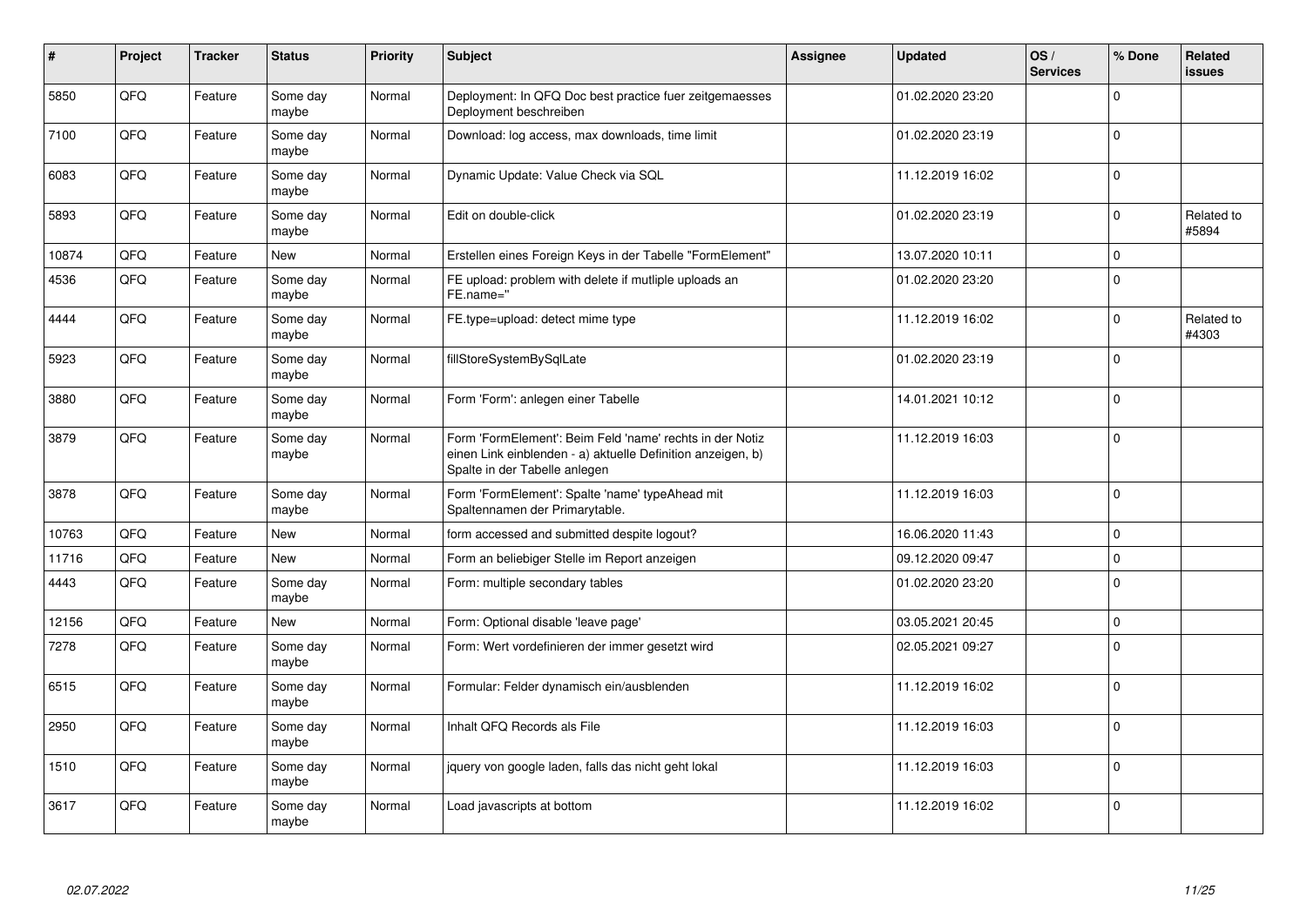| # | Project | Tracker | Status | Priority | Subject | Assignee | Updated | OS / Services | % Done | Related issues |
|---|---|---|---|---|---|---|---|---|---|---|
| 5850 | QFQ | Feature | Some day maybe | Normal | Deployment: In QFQ Doc best practice fuer zeitgemaesses Deployment beschreiben | | 01.02.2020 23:20 | | 0 | |
| 7100 | QFQ | Feature | Some day maybe | Normal | Download: log access, max downloads, time limit | | 01.02.2020 23:19 | | 0 | |
| 6083 | QFQ | Feature | Some day maybe | Normal | Dynamic Update: Value Check via SQL | | 11.12.2019 16:02 | | 0 | |
| 5893 | QFQ | Feature | Some day maybe | Normal | Edit on double-click | | 01.02.2020 23:19 | | 0 | Related to #5894 |
| 10874 | QFQ | Feature | New | Normal | Erstellen eines Foreign Keys in der Tabelle "FormElement" | | 13.07.2020 10:11 | | 0 | |
| 4536 | QFQ | Feature | Some day maybe | Normal | FE upload: problem with delete if mutliple uploads an FE.name=" | | 01.02.2020 23:20 | | 0 | |
| 4444 | QFQ | Feature | Some day maybe | Normal | FE.type=upload: detect mime type | | 11.12.2019 16:02 | | 0 | Related to #4303 |
| 5923 | QFQ | Feature | Some day maybe | Normal | fillStoreSystemBySqlLate | | 01.02.2020 23:19 | | 0 | |
| 3880 | QFQ | Feature | Some day maybe | Normal | Form 'Form': anlegen einer Tabelle | | 14.01.2021 10:12 | | 0 | |
| 3879 | QFQ | Feature | Some day maybe | Normal | Form 'FormElement': Beim Feld 'name' rechts in der Notiz einen Link einblenden - a) aktuelle Definition anzeigen, b) Spalte in der Tabelle anlegen | | 11.12.2019 16:03 | | 0 | |
| 3878 | QFQ | Feature | Some day maybe | Normal | Form 'FormElement': Spalte 'name' typeAhead mit Spaltennamen der Primarytable. | | 11.12.2019 16:03 | | 0 | |
| 10763 | QFQ | Feature | New | Normal | form accessed and submitted despite logout? | | 16.06.2020 11:43 | | 0 | |
| 11716 | QFQ | Feature | New | Normal | Form an beliebiger Stelle im Report anzeigen | | 09.12.2020 09:47 | | 0 | |
| 4443 | QFQ | Feature | Some day maybe | Normal | Form: multiple secondary tables | | 01.02.2020 23:20 | | 0 | |
| 12156 | QFQ | Feature | New | Normal | Form: Optional disable 'leave page' | | 03.05.2021 20:45 | | 0 | |
| 7278 | QFQ | Feature | Some day maybe | Normal | Form: Wert vordefinieren der immer gesetzt wird | | 02.05.2021 09:27 | | 0 | |
| 6515 | QFQ | Feature | Some day maybe | Normal | Formular: Felder dynamisch ein/ausblenden | | 11.12.2019 16:02 | | 0 | |
| 2950 | QFQ | Feature | Some day maybe | Normal | Inhalt QFQ Records als File | | 11.12.2019 16:03 | | 0 | |
| 1510 | QFQ | Feature | Some day maybe | Normal | jquery von google laden, falls das nicht geht lokal | | 11.12.2019 16:03 | | 0 | |
| 3617 | QFQ | Feature | Some day maybe | Normal | Load javascripts at bottom | | 11.12.2019 16:02 | | 0 | |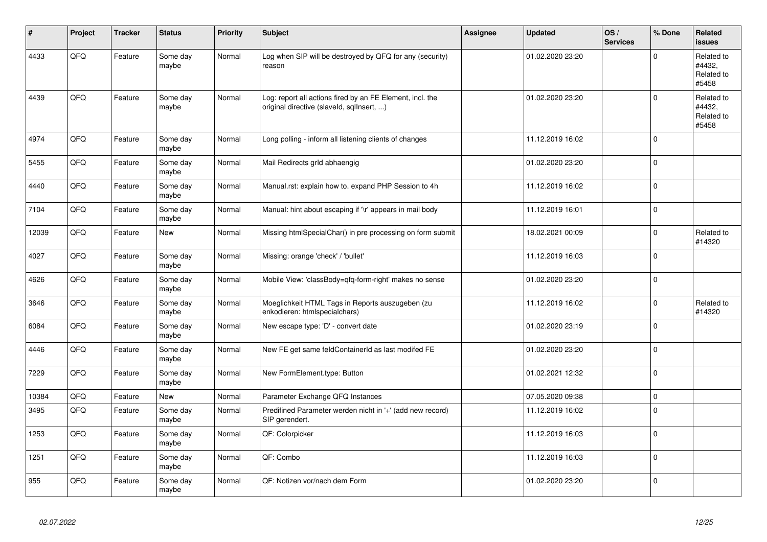| # | Project | Tracker | Status | Priority | Subject | Assignee | Updated | OS / Services | % Done | Related issues |
|---|---|---|---|---|---|---|---|---|---|---|
| 4433 | QFQ | Feature | Some day maybe | Normal | Log when SIP will be destroyed by QFQ for any (security) reason | | 01.02.2020 23:20 | | 0 | Related to #4432, Related to #5458 |
| 4439 | QFQ | Feature | Some day maybe | Normal | Log: report all actions fired by an FE Element, incl. the original directive (slaveId, sqlInsert, ...) | | 01.02.2020 23:20 | | 0 | Related to #4432, Related to #5458 |
| 4974 | QFQ | Feature | Some day maybe | Normal | Long polling - inform all listening clients of changes | | 11.12.2019 16:02 | | 0 | |
| 5455 | QFQ | Feature | Some day maybe | Normal | Mail Redirects grId abhaengig | | 01.02.2020 23:20 | | 0 | |
| 4440 | QFQ | Feature | Some day maybe | Normal | Manual.rst: explain how to. expand PHP Session to 4h | | 11.12.2019 16:02 | | 0 | |
| 7104 | QFQ | Feature | Some day maybe | Normal | Manual: hint about escaping if '\r' appears in mail body | | 11.12.2019 16:01 | | 0 | |
| 12039 | QFQ | Feature | New | Normal | Missing htmlSpecialChar() in pre processing on form submit | | 18.02.2021 00:09 | | 0 | Related to #14320 |
| 4027 | QFQ | Feature | Some day maybe | Normal | Missing: orange 'check' / 'bullet' | | 11.12.2019 16:03 | | 0 | |
| 4626 | QFQ | Feature | Some day maybe | Normal | Mobile View: 'classBody=qfq-form-right' makes no sense | | 01.02.2020 23:20 | | 0 | |
| 3646 | QFQ | Feature | Some day maybe | Normal | Moeglichkeit HTML Tags in Reports auszugeben (zu enkodieren: htmlspecialchars) | | 11.12.2019 16:02 | | 0 | Related to #14320 |
| 6084 | QFQ | Feature | Some day maybe | Normal | New escape type: 'D' - convert date | | 01.02.2020 23:19 | | 0 | |
| 4446 | QFQ | Feature | Some day maybe | Normal | New FE get same feldContainerId as last modifed FE | | 01.02.2020 23:20 | | 0 | |
| 7229 | QFQ | Feature | Some day maybe | Normal | New FormElement.type: Button | | 01.02.2021 12:32 | | 0 | |
| 10384 | QFQ | Feature | New | Normal | Parameter Exchange QFQ Instances | | 07.05.2020 09:38 | | 0 | |
| 3495 | QFQ | Feature | Some day maybe | Normal | Predifined Parameter werden nicht in '+' (add new record) SIP gerendert. | | 11.12.2019 16:02 | | 0 | |
| 1253 | QFQ | Feature | Some day maybe | Normal | QF: Colorpicker | | 11.12.2019 16:03 | | 0 | |
| 1251 | QFQ | Feature | Some day maybe | Normal | QF: Combo | | 11.12.2019 16:03 | | 0 | |
| 955 | QFQ | Feature | Some day maybe | Normal | QF: Notizen vor/nach dem Form | | 01.02.2020 23:20 | | 0 | |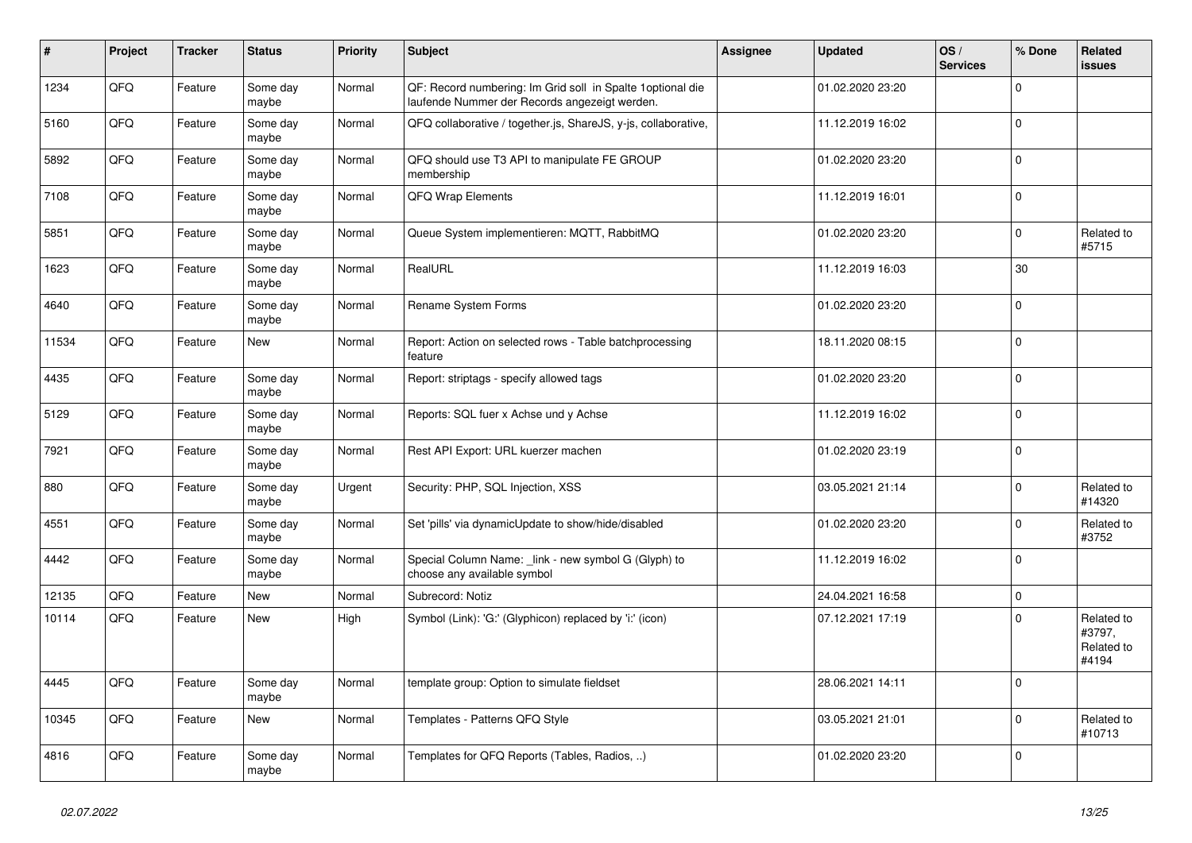| # | Project | Tracker | Status | Priority | Subject | Assignee | Updated | OS / Services | % Done | Related issues |
|---|---|---|---|---|---|---|---|---|---|---|
| 1234 | QFQ | Feature | Some day maybe | Normal | QF: Record numbering: Im Grid soll in Spalte 1optional die laufende Nummer der Records angezeigt werden. | | 01.02.2020 23:20 | | 0 | |
| 5160 | QFQ | Feature | Some day maybe | Normal | QFQ collaborative / together.js, ShareJS, y-js, collaborative, | | 11.12.2019 16:02 | | 0 | |
| 5892 | QFQ | Feature | Some day maybe | Normal | QFQ should use T3 API to manipulate FE GROUP membership | | 01.02.2020 23:20 | | 0 | |
| 7108 | QFQ | Feature | Some day maybe | Normal | QFQ Wrap Elements | | 11.12.2019 16:01 | | 0 | |
| 5851 | QFQ | Feature | Some day maybe | Normal | Queue System implementieren: MQTT, RabbitMQ | | 01.02.2020 23:20 | | 0 | Related to #5715 |
| 1623 | QFQ | Feature | Some day maybe | Normal | RealURL | | 11.12.2019 16:03 | | 30 | |
| 4640 | QFQ | Feature | Some day maybe | Normal | Rename System Forms | | 01.02.2020 23:20 | | 0 | |
| 11534 | QFQ | Feature | New | Normal | Report: Action on selected rows - Table batchprocessing feature | | 18.11.2020 08:15 | | 0 | |
| 4435 | QFQ | Feature | Some day maybe | Normal | Report: striptags - specify allowed tags | | 01.02.2020 23:20 | | 0 | |
| 5129 | QFQ | Feature | Some day maybe | Normal | Reports: SQL fuer x Achse und y Achse | | 11.12.2019 16:02 | | 0 | |
| 7921 | QFQ | Feature | Some day maybe | Normal | Rest API Export: URL kuerzer machen | | 01.02.2020 23:19 | | 0 | |
| 880 | QFQ | Feature | Some day maybe | Urgent | Security: PHP, SQL Injection, XSS | | 03.05.2021 21:14 | | 0 | Related to #14320 |
| 4551 | QFQ | Feature | Some day maybe | Normal | Set 'pills' via dynamicUpdate to show/hide/disabled | | 01.02.2020 23:20 | | 0 | Related to #3752 |
| 4442 | QFQ | Feature | Some day maybe | Normal | Special Column Name: _link - new symbol G (Glyph) to choose any available symbol | | 11.12.2019 16:02 | | 0 | |
| 12135 | QFQ | Feature | New | Normal | Subrecord: Notiz | | 24.04.2021 16:58 | | 0 | |
| 10114 | QFQ | Feature | New | High | Symbol (Link): 'G:' (Glyphicon) replaced by 'i:' (icon) | | 07.12.2021 17:19 | | 0 | Related to #3797, Related to #4194 |
| 4445 | QFQ | Feature | Some day maybe | Normal | template group: Option to simulate fieldset | | 28.06.2021 14:11 | | 0 | |
| 10345 | QFQ | Feature | New | Normal | Templates - Patterns QFQ Style | | 03.05.2021 21:01 | | 0 | Related to #10713 |
| 4816 | QFQ | Feature | Some day maybe | Normal | Templates for QFQ Reports (Tables, Radios, ..) | | 01.02.2020 23:20 | | 0 | |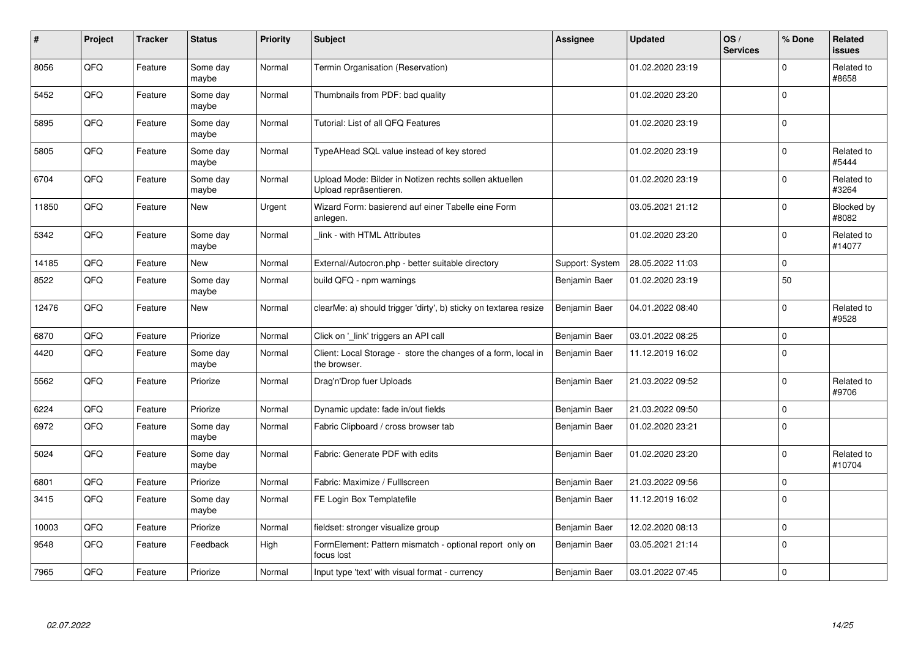| # | Project | Tracker | Status | Priority | Subject | Assignee | Updated | OS / Services | % Done | Related issues |
|---|---|---|---|---|---|---|---|---|---|---|
| 8056 | QFQ | Feature | Some day maybe | Normal | Termin Organisation (Reservation) | | 01.02.2020 23:19 | | 0 | Related to #8658 |
| 5452 | QFQ | Feature | Some day maybe | Normal | Thumbnails from PDF: bad quality | | 01.02.2020 23:20 | | 0 | |
| 5895 | QFQ | Feature | Some day maybe | Normal | Tutorial: List of all QFQ Features | | 01.02.2020 23:19 | | 0 | |
| 5805 | QFQ | Feature | Some day maybe | Normal | TypeAHead SQL value instead of key stored | | 01.02.2020 23:19 | | 0 | Related to #5444 |
| 6704 | QFQ | Feature | Some day maybe | Normal | Upload Mode: Bilder in Notizen rechts sollen aktuellen Upload repräsentieren. | | 01.02.2020 23:19 | | 0 | Related to #3264 |
| 11850 | QFQ | Feature | New | Urgent | Wizard Form: basierend auf einer Tabelle eine Form anlegen. | | 03.05.2021 21:12 | | 0 | Blocked by #8082 |
| 5342 | QFQ | Feature | Some day maybe | Normal | _link - with HTML Attributes | | 01.02.2020 23:20 | | 0 | Related to #14077 |
| 14185 | QFQ | Feature | New | Normal | External/Autocron.php - better suitable directory | Support: System | 28.05.2022 11:03 | | 0 | |
| 8522 | QFQ | Feature | Some day maybe | Normal | build QFQ - npm warnings | Benjamin Baer | 01.02.2020 23:19 | | 50 | |
| 12476 | QFQ | Feature | New | Normal | clearMe: a) should trigger 'dirty', b) sticky on textarea resize | Benjamin Baer | 04.01.2022 08:40 | | 0 | Related to #9528 |
| 6870 | QFQ | Feature | Priorize | Normal | Click on '_link' triggers an API call | Benjamin Baer | 03.01.2022 08:25 | | 0 | |
| 4420 | QFQ | Feature | Some day maybe | Normal | Client: Local Storage - store the changes of a form, local in the browser. | Benjamin Baer | 11.12.2019 16:02 | | 0 | |
| 5562 | QFQ | Feature | Priorize | Normal | Drag'n'Drop fuer Uploads | Benjamin Baer | 21.03.2022 09:52 | | 0 | Related to #9706 |
| 6224 | QFQ | Feature | Priorize | Normal | Dynamic update: fade in/out fields | Benjamin Baer | 21.03.2022 09:50 | | 0 | |
| 6972 | QFQ | Feature | Some day maybe | Normal | Fabric Clipboard / cross browser tab | Benjamin Baer | 01.02.2020 23:21 | | 0 | |
| 5024 | QFQ | Feature | Some day maybe | Normal | Fabric: Generate PDF with edits | Benjamin Baer | 01.02.2020 23:20 | | 0 | Related to #10704 |
| 6801 | QFQ | Feature | Priorize | Normal | Fabric: Maximize / Fulllscreen | Benjamin Baer | 21.03.2022 09:56 | | 0 | |
| 3415 | QFQ | Feature | Some day maybe | Normal | FE Login Box Templatefile | Benjamin Baer | 11.12.2019 16:02 | | 0 | |
| 10003 | QFQ | Feature | Priorize | Normal | fieldset: stronger visualize group | Benjamin Baer | 12.02.2020 08:13 | | 0 | |
| 9548 | QFQ | Feature | Feedback | High | FormElement: Pattern mismatch - optional report only on focus lost | Benjamin Baer | 03.05.2021 21:14 | | 0 | |
| 7965 | QFQ | Feature | Priorize | Normal | Input type 'text' with visual format - currency | Benjamin Baer | 03.01.2022 07:45 | | 0 | |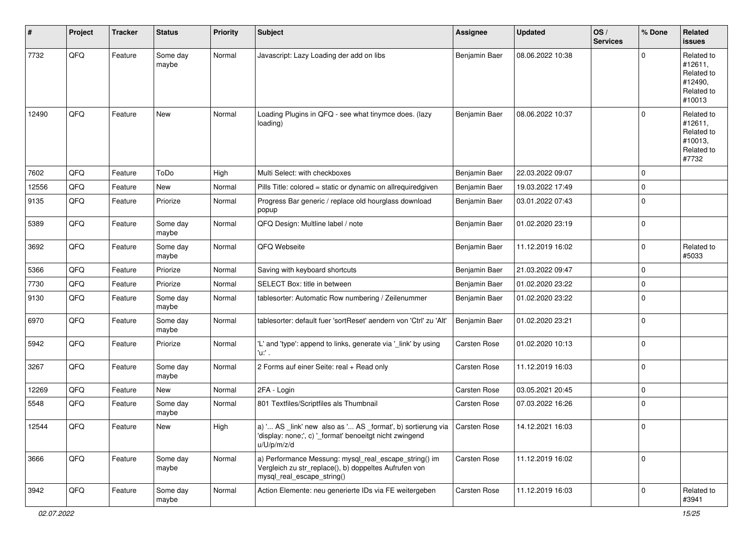| # | Project | Tracker | Status | Priority | Subject | Assignee | Updated | OS / Services | % Done | Related issues |
|---|---|---|---|---|---|---|---|---|---|---|
| 7732 | QFQ | Feature | Some day maybe | Normal | Javascript: Lazy Loading der add on libs | Benjamin Baer | 08.06.2022 10:38 | | 0 | Related to #12611, Related to #12490, Related to #10013 |
| 12490 | QFQ | Feature | New | Normal | Loading Plugins in QFQ - see what tinymce does. (lazy loading) | Benjamin Baer | 08.06.2022 10:37 | | 0 | Related to #12611, Related to #10013, Related to #7732 |
| 7602 | QFQ | Feature | ToDo | High | Multi Select: with checkboxes | Benjamin Baer | 22.03.2022 09:07 | | 0 | |
| 12556 | QFQ | Feature | New | Normal | Pills Title: colored = static or dynamic on allrequiredgiven | Benjamin Baer | 19.03.2022 17:49 | | 0 | |
| 9135 | QFQ | Feature | Priorize | Normal | Progress Bar generic / replace old hourglass download popup | Benjamin Baer | 03.01.2022 07:43 | | 0 | |
| 5389 | QFQ | Feature | Some day maybe | Normal | QFQ Design: Multline label / note | Benjamin Baer | 01.02.2020 23:19 | | 0 | |
| 3692 | QFQ | Feature | Some day maybe | Normal | QFQ Webseite | Benjamin Baer | 11.12.2019 16:02 | | 0 | Related to #5033 |
| 5366 | QFQ | Feature | Priorize | Normal | Saving with keyboard shortcuts | Benjamin Baer | 21.03.2022 09:47 | | 0 | |
| 7730 | QFQ | Feature | Priorize | Normal | SELECT Box: title in between | Benjamin Baer | 01.02.2020 23:22 | | 0 | |
| 9130 | QFQ | Feature | Some day maybe | Normal | tablesorter: Automatic Row numbering / Zeilenummer | Benjamin Baer | 01.02.2020 23:22 | | 0 | |
| 6970 | QFQ | Feature | Some day maybe | Normal | tablesorter: default fuer 'sortReset' aendern von 'Ctrl' zu 'Alt' | Benjamin Baer | 01.02.2020 23:21 | | 0 | |
| 5942 | QFQ | Feature | Priorize | Normal | 'L' and 'type': append to links, generate via '_link' by using 'u:' . | Carsten Rose | 01.02.2020 10:13 | | 0 | |
| 3267 | QFQ | Feature | Some day maybe | Normal | 2 Forms auf einer Seite: real + Read only | Carsten Rose | 11.12.2019 16:03 | | 0 | |
| 12269 | QFQ | Feature | New | Normal | 2FA - Login | Carsten Rose | 03.05.2021 20:45 | | 0 | |
| 5548 | QFQ | Feature | Some day maybe | Normal | 801 Textfiles/Scriptfiles als Thumbnail | Carsten Rose | 07.03.2022 16:26 | | 0 | |
| 12544 | QFQ | Feature | New | High | a) '... AS _link' new also as '... AS _format', b) sortierung via 'display: none;', c) '_format' benoeitgt nicht zwingend u/U/p/m/z/d | Carsten Rose | 14.12.2021 16:03 | | 0 | |
| 3666 | QFQ | Feature | Some day maybe | Normal | a) Performance Messung: mysql_real_escape_string() im Vergleich zu str_replace(), b) doppeltes Aufrufen von mysql_real_escape_string() | Carsten Rose | 11.12.2019 16:02 | | 0 | |
| 3942 | QFQ | Feature | Some day maybe | Normal | Action Elemente: neu generierte IDs via FE weitergeben | Carsten Rose | 11.12.2019 16:03 | | 0 | Related to #3941 |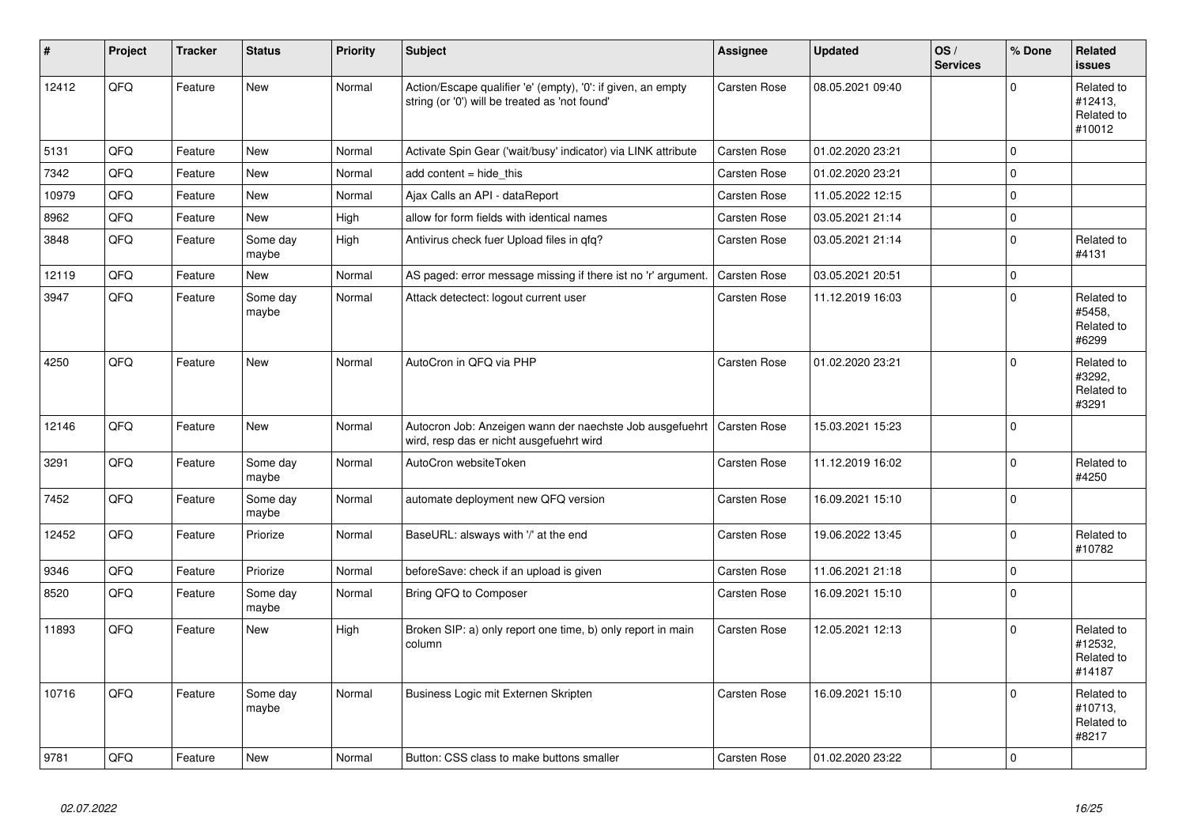| # | Project | Tracker | Status | Priority | Subject | Assignee | Updated | OS / Services | % Done | Related issues |
|---|---|---|---|---|---|---|---|---|---|---|
| 12412 | QFQ | Feature | New | Normal | Action/Escape qualifier 'e' (empty), '0': if given, an empty string (or '0') will be treated as 'not found' | Carsten Rose | 08.05.2021 09:40 | | 0 | Related to #12413, Related to #10012 |
| 5131 | QFQ | Feature | New | Normal | Activate Spin Gear ('wait/busy' indicator) via LINK attribute | Carsten Rose | 01.02.2020 23:21 | | 0 | |
| 7342 | QFQ | Feature | New | Normal | add content = hide_this | Carsten Rose | 01.02.2020 23:21 | | 0 | |
| 10979 | QFQ | Feature | New | Normal | Ajax Calls an API - dataReport | Carsten Rose | 11.05.2022 12:15 | | 0 | |
| 8962 | QFQ | Feature | New | High | allow for form fields with identical names | Carsten Rose | 03.05.2021 21:14 | | 0 | |
| 3848 | QFQ | Feature | Some day maybe | High | Antivirus check fuer Upload files in qfq? | Carsten Rose | 03.05.2021 21:14 | | 0 | Related to #4131 |
| 12119 | QFQ | Feature | New | Normal | AS paged: error message missing if there ist no 'r' argument. | Carsten Rose | 03.05.2021 20:51 | | 0 | |
| 3947 | QFQ | Feature | Some day maybe | Normal | Attack detectect: logout current user | Carsten Rose | 11.12.2019 16:03 | | 0 | Related to #5458, Related to #6299 |
| 4250 | QFQ | Feature | New | Normal | AutoCron in QFQ via PHP | Carsten Rose | 01.02.2020 23:21 | | 0 | Related to #3292, Related to #3291 |
| 12146 | QFQ | Feature | New | Normal | Autocron Job: Anzeigen wann der naechste Job ausgefuehrt wird, resp das er nicht ausgefuehrt wird | Carsten Rose | 15.03.2021 15:23 | | 0 | |
| 3291 | QFQ | Feature | Some day maybe | Normal | AutoCron websiteToken | Carsten Rose | 11.12.2019 16:02 | | 0 | Related to #4250 |
| 7452 | QFQ | Feature | Some day maybe | Normal | automate deployment new QFQ version | Carsten Rose | 16.09.2021 15:10 | | 0 | |
| 12452 | QFQ | Feature | Priorize | Normal | BaseURL: alsways with '/' at the end | Carsten Rose | 19.06.2022 13:45 | | 0 | Related to #10782 |
| 9346 | QFQ | Feature | Priorize | Normal | beforeSave: check if an upload is given | Carsten Rose | 11.06.2021 21:18 | | 0 | |
| 8520 | QFQ | Feature | Some day maybe | Normal | Bring QFQ to Composer | Carsten Rose | 16.09.2021 15:10 | | 0 | |
| 11893 | QFQ | Feature | New | High | Broken SIP: a) only report one time, b) only report in main column | Carsten Rose | 12.05.2021 12:13 | | 0 | Related to #12532, Related to #14187 |
| 10716 | QFQ | Feature | Some day maybe | Normal | Business Logic mit Externen Skripten | Carsten Rose | 16.09.2021 15:10 | | 0 | Related to #10713, Related to #8217 |
| 9781 | QFQ | Feature | New | Normal | Button: CSS class to make buttons smaller | Carsten Rose | 01.02.2020 23:22 | | 0 | |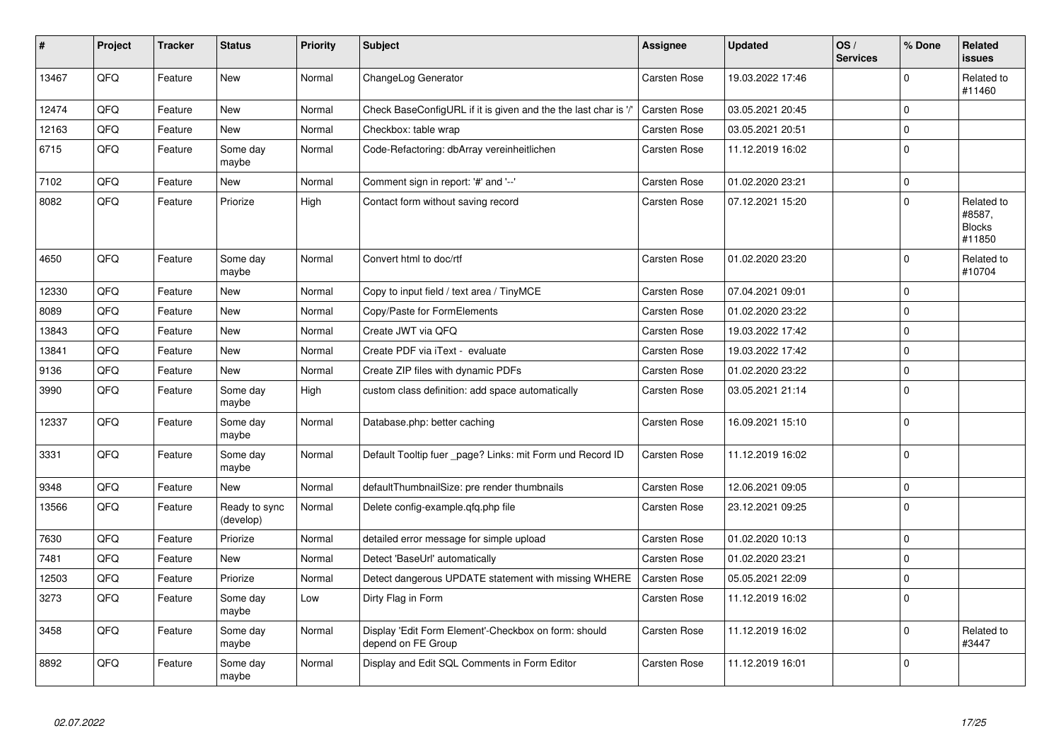| # | Project | Tracker | Status | Priority | Subject | Assignee | Updated | OS / Services | % Done | Related issues |
|---|---|---|---|---|---|---|---|---|---|---|
| 13467 | QFQ | Feature | New | Normal | ChangeLog Generator | Carsten Rose | 19.03.2022 17:46 | | 0 | Related to #11460 |
| 12474 | QFQ | Feature | New | Normal | Check BaseConfigURL if it is given and the the last char is '/' | Carsten Rose | 03.05.2021 20:45 | | 0 | |
| 12163 | QFQ | Feature | New | Normal | Checkbox: table wrap | Carsten Rose | 03.05.2021 20:51 | | 0 | |
| 6715 | QFQ | Feature | Some day maybe | Normal | Code-Refactoring: dbArray vereinheitlichen | Carsten Rose | 11.12.2019 16:02 | | 0 | |
| 7102 | QFQ | Feature | New | Normal | Comment sign in report: '#' and '--' | Carsten Rose | 01.02.2020 23:21 | | 0 | |
| 8082 | QFQ | Feature | Priorize | High | Contact form without saving record | Carsten Rose | 07.12.2021 15:20 | | 0 | Related to #8587, Blocks #11850 |
| 4650 | QFQ | Feature | Some day maybe | Normal | Convert html to doc/rtf | Carsten Rose | 01.02.2020 23:20 | | 0 | Related to #10704 |
| 12330 | QFQ | Feature | New | Normal | Copy to input field / text area / TinyMCE | Carsten Rose | 07.04.2021 09:01 | | 0 | |
| 8089 | QFQ | Feature | New | Normal | Copy/Paste for FormElements | Carsten Rose | 01.02.2020 23:22 | | 0 | |
| 13843 | QFQ | Feature | New | Normal | Create JWT via QFQ | Carsten Rose | 19.03.2022 17:42 | | 0 | |
| 13841 | QFQ | Feature | New | Normal | Create PDF via iText - evaluate | Carsten Rose | 19.03.2022 17:42 | | 0 | |
| 9136 | QFQ | Feature | New | Normal | Create ZIP files with dynamic PDFs | Carsten Rose | 01.02.2020 23:22 | | 0 | |
| 3990 | QFQ | Feature | Some day maybe | High | custom class definition: add space automatically | Carsten Rose | 03.05.2021 21:14 | | 0 | |
| 12337 | QFQ | Feature | Some day maybe | Normal | Database.php: better caching | Carsten Rose | 16.09.2021 15:10 | | 0 | |
| 3331 | QFQ | Feature | Some day maybe | Normal | Default Tooltip fuer _page? Links: mit Form und Record ID | Carsten Rose | 11.12.2019 16:02 | | 0 | |
| 9348 | QFQ | Feature | New | Normal | defaultThumbnailSize: pre render thumbnails | Carsten Rose | 12.06.2021 09:05 | | 0 | |
| 13566 | QFQ | Feature | Ready to sync (develop) | Normal | Delete config-example.qfq.php file | Carsten Rose | 23.12.2021 09:25 | | 0 | |
| 7630 | QFQ | Feature | Priorize | Normal | detailed error message for simple upload | Carsten Rose | 01.02.2020 10:13 | | 0 | |
| 7481 | QFQ | Feature | New | Normal | Detect 'BaseUrl' automatically | Carsten Rose | 01.02.2020 23:21 | | 0 | |
| 12503 | QFQ | Feature | Priorize | Normal | Detect dangerous UPDATE statement with missing WHERE | Carsten Rose | 05.05.2021 22:09 | | 0 | |
| 3273 | QFQ | Feature | Some day maybe | Low | Dirty Flag in Form | Carsten Rose | 11.12.2019 16:02 | | 0 | |
| 3458 | QFQ | Feature | Some day maybe | Normal | Display 'Edit Form Element'-Checkbox on form: should depend on FE Group | Carsten Rose | 11.12.2019 16:02 | | 0 | Related to #3447 |
| 8892 | QFQ | Feature | Some day maybe | Normal | Display and Edit SQL Comments in Form Editor | Carsten Rose | 11.12.2019 16:01 | | 0 | |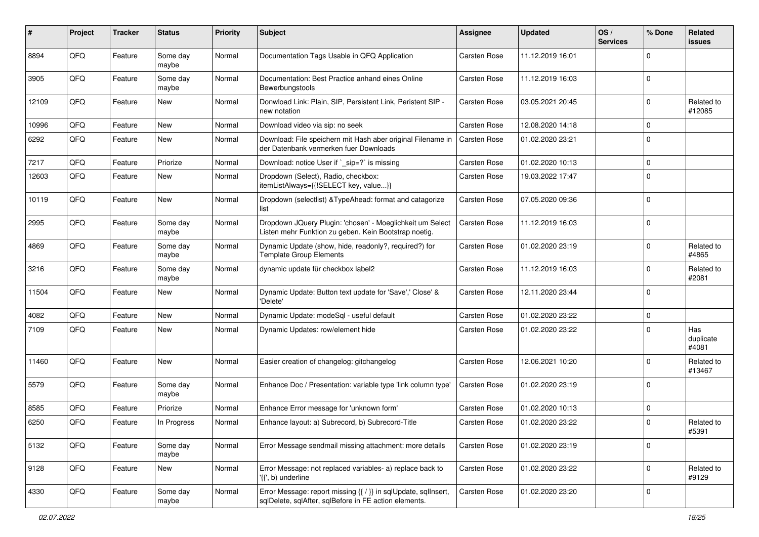| # | Project | Tracker | Status | Priority | Subject | Assignee | Updated | OS / Services | % Done | Related issues |
|---|---|---|---|---|---|---|---|---|---|---|
| 8894 | QFQ | Feature | Some day maybe | Normal | Documentation Tags Usable in QFQ Application | Carsten Rose | 11.12.2019 16:01 | | 0 | |
| 3905 | QFQ | Feature | Some day maybe | Normal | Documentation: Best Practice anhand eines Online Bewerbungstools | Carsten Rose | 11.12.2019 16:03 | | 0 | |
| 12109 | QFQ | Feature | New | Normal | Donwload Link: Plain, SIP, Persistent Link, Peristent SIP - new notation | Carsten Rose | 03.05.2021 20:45 | | 0 | Related to #12085 |
| 10996 | QFQ | Feature | New | Normal | Download video via sip: no seek | Carsten Rose | 12.08.2020 14:18 | | 0 | |
| 6292 | QFQ | Feature | New | Normal | Download: File speichern mit Hash aber original Filename in der Datenbank vermerken fuer Downloads | Carsten Rose | 01.02.2020 23:21 | | 0 | |
| 7217 | QFQ | Feature | Priorize | Normal | Download: notice User if `_sip=?` is missing | Carsten Rose | 01.02.2020 10:13 | | 0 | |
| 12603 | QFQ | Feature | New | Normal | Dropdown (Select), Radio, checkbox: itemListAlways={{!SELECT key, value...}} | Carsten Rose | 19.03.2022 17:47 | | 0 | |
| 10119 | QFQ | Feature | New | Normal | Dropdown (selectlist) &TypeAhead: format and catagorize list | Carsten Rose | 07.05.2020 09:36 | | 0 | |
| 2995 | QFQ | Feature | Some day maybe | Normal | Dropdown JQuery Plugin: 'chosen' - Moeglichkeit um Select Listen mehr Funktion zu geben. Kein Bootstrap noetig. | Carsten Rose | 11.12.2019 16:03 | | 0 | |
| 4869 | QFQ | Feature | Some day maybe | Normal | Dynamic Update (show, hide, readonly?, required?) for Template Group Elements | Carsten Rose | 01.02.2020 23:19 | | 0 | Related to #4865 |
| 3216 | QFQ | Feature | Some day maybe | Normal | dynamic update für checkbox label2 | Carsten Rose | 11.12.2019 16:03 | | 0 | Related to #2081 |
| 11504 | QFQ | Feature | New | Normal | Dynamic Update: Button text update for 'Save',' Close' & 'Delete' | Carsten Rose | 12.11.2020 23:44 | | 0 | |
| 4082 | QFQ | Feature | New | Normal | Dynamic Update: modeSql - useful default | Carsten Rose | 01.02.2020 23:22 | | 0 | |
| 7109 | QFQ | Feature | New | Normal | Dynamic Updates: row/element hide | Carsten Rose | 01.02.2020 23:22 | | 0 | Has duplicate #4081 |
| 11460 | QFQ | Feature | New | Normal | Easier creation of changelog: gitchangelog | Carsten Rose | 12.06.2021 10:20 | | 0 | Related to #13467 |
| 5579 | QFQ | Feature | Some day maybe | Normal | Enhance Doc / Presentation: variable type 'link column type' | Carsten Rose | 01.02.2020 23:19 | | 0 | |
| 8585 | QFQ | Feature | Priorize | Normal | Enhance Error message for 'unknown form' | Carsten Rose | 01.02.2020 10:13 | | 0 | |
| 6250 | QFQ | Feature | In Progress | Normal | Enhance layout: a) Subrecord, b) Subrecord-Title | Carsten Rose | 01.02.2020 23:22 | | 0 | Related to #5391 |
| 5132 | QFQ | Feature | Some day maybe | Normal | Error Message sendmail missing attachment: more details | Carsten Rose | 01.02.2020 23:19 | | 0 | |
| 9128 | QFQ | Feature | New | Normal | Error Message: not replaced variables- a) replace back to '{{', b) underline | Carsten Rose | 01.02.2020 23:22 | | 0 | Related to #9129 |
| 4330 | QFQ | Feature | Some day maybe | Normal | Error Message: report missing {{ / }} in sqlUpdate, sqlInsert, sqlDelete, sqlAfter, sqlBefore in FE action elements. | Carsten Rose | 01.02.2020 23:20 | | 0 | |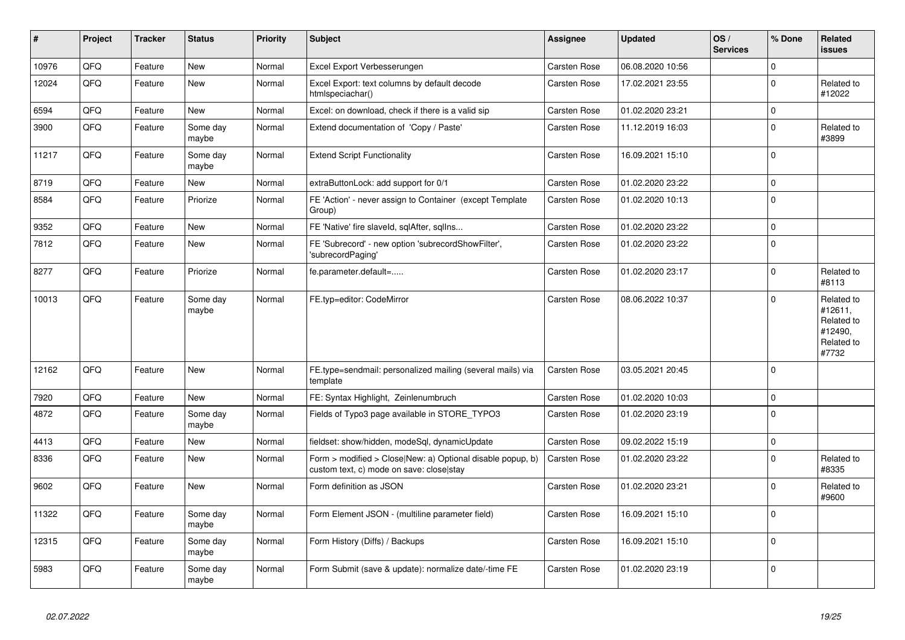| # | Project | Tracker | Status | Priority | Subject | Assignee | Updated | OS / Services | % Done | Related issues |
|---|---|---|---|---|---|---|---|---|---|---|
| 10976 | QFQ | Feature | New | Normal | Excel Export Verbesserungen | Carsten Rose | 06.08.2020 10:56 | | 0 | |
| 12024 | QFQ | Feature | New | Normal | Excel Export: text columns by default decode htmlspeciachar() | Carsten Rose | 17.02.2021 23:55 | | 0 | Related to #12022 |
| 6594 | QFQ | Feature | New | Normal | Excel: on download, check if there is a valid sip | Carsten Rose | 01.02.2020 23:21 | | 0 | |
| 3900 | QFQ | Feature | Some day maybe | Normal | Extend documentation of 'Copy / Paste' | Carsten Rose | 11.12.2019 16:03 | | 0 | Related to #3899 |
| 11217 | QFQ | Feature | Some day maybe | Normal | Extend Script Functionality | Carsten Rose | 16.09.2021 15:10 | | 0 | |
| 8719 | QFQ | Feature | New | Normal | extraButtonLock: add support for 0/1 | Carsten Rose | 01.02.2020 23:22 | | 0 | |
| 8584 | QFQ | Feature | Priorize | Normal | FE 'Action' - never assign to Container (except Template Group) | Carsten Rose | 01.02.2020 10:13 | | 0 | |
| 9352 | QFQ | Feature | New | Normal | FE 'Native' fire slaveId, sqlAfter, sqlIns... | Carsten Rose | 01.02.2020 23:22 | | 0 | |
| 7812 | QFQ | Feature | New | Normal | FE 'Subrecord' - new option 'subrecordShowFilter', 'subrecordPaging' | Carsten Rose | 01.02.2020 23:22 | | 0 | |
| 8277 | QFQ | Feature | Priorize | Normal | fe.parameter.default=..... | Carsten Rose | 01.02.2020 23:17 | | 0 | Related to #8113 |
| 10013 | QFQ | Feature | Some day maybe | Normal | FE.typ=editor: CodeMirror | Carsten Rose | 08.06.2022 10:37 | | 0 | Related to #12611, Related to #12490, Related to #7732 |
| 12162 | QFQ | Feature | New | Normal | FE.type=sendmail: personalized mailing (several mails) via template | Carsten Rose | 03.05.2021 20:45 | | 0 | |
| 7920 | QFQ | Feature | New | Normal | FE: Syntax Highlight, Zeinlenumbruch | Carsten Rose | 01.02.2020 10:03 | | 0 | |
| 4872 | QFQ | Feature | Some day maybe | Normal | Fields of Typo3 page available in STORE_TYPO3 | Carsten Rose | 01.02.2020 23:19 | | 0 | |
| 4413 | QFQ | Feature | New | Normal | fieldset: show/hidden, modeSql, dynamicUpdate | Carsten Rose | 09.02.2022 15:19 | | 0 | |
| 8336 | QFQ | Feature | New | Normal | Form > modified > Close\|New: a) Optional disable popup, b) custom text, c) mode on save: close\|stay | Carsten Rose | 01.02.2020 23:22 | | 0 | Related to #8335 |
| 9602 | QFQ | Feature | New | Normal | Form definition as JSON | Carsten Rose | 01.02.2020 23:21 | | 0 | Related to #9600 |
| 11322 | QFQ | Feature | Some day maybe | Normal | Form Element JSON - (multiline parameter field) | Carsten Rose | 16.09.2021 15:10 | | 0 | |
| 12315 | QFQ | Feature | Some day maybe | Normal | Form History (Diffs) / Backups | Carsten Rose | 16.09.2021 15:10 | | 0 | |
| 5983 | QFQ | Feature | Some day maybe | Normal | Form Submit (save & update): normalize date/-time FE | Carsten Rose | 01.02.2020 23:19 | | 0 | |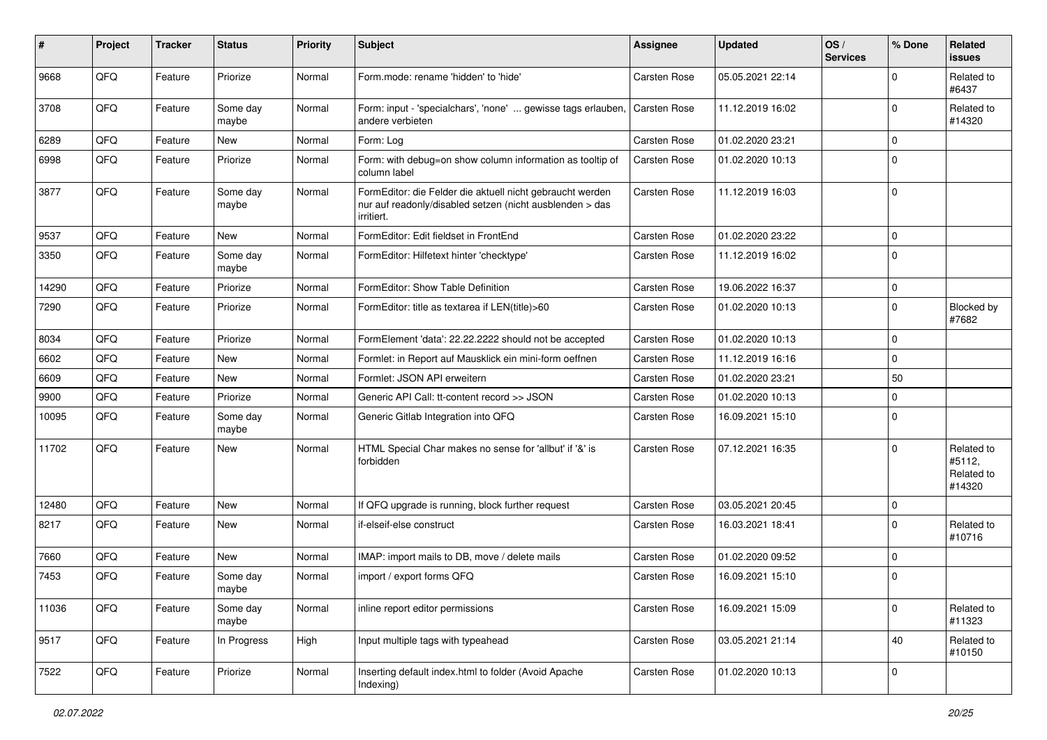| # | Project | Tracker | Status | Priority | Subject | Assignee | Updated | OS / Services | % Done | Related issues |
|---|---|---|---|---|---|---|---|---|---|---|
| 9668 | QFQ | Feature | Priorize | Normal | Form.mode: rename 'hidden' to 'hide' | Carsten Rose | 05.05.2021 22:14 | | 0 | Related to #6437 |
| 3708 | QFQ | Feature | Some day maybe | Normal | Form: input - 'specialchars', 'none' ... gewisse tags erlauben, andere verbieten | Carsten Rose | 11.12.2019 16:02 | | 0 | Related to #14320 |
| 6289 | QFQ | Feature | New | Normal | Form: Log | Carsten Rose | 01.02.2020 23:21 | | 0 | |
| 6998 | QFQ | Feature | Priorize | Normal | Form: with debug=on show column information as tooltip of column label | Carsten Rose | 01.02.2020 10:13 | | 0 | |
| 3877 | QFQ | Feature | Some day maybe | Normal | FormEditor: die Felder die aktuell nicht gebraucht werden nur auf readonly/disabled setzen (nicht ausblenden > das irritiert. | Carsten Rose | 11.12.2019 16:03 | | 0 | |
| 9537 | QFQ | Feature | New | Normal | FormEditor: Edit fieldset in FrontEnd | Carsten Rose | 01.02.2020 23:22 | | 0 | |
| 3350 | QFQ | Feature | Some day maybe | Normal | FormEditor: Hilfetext hinter 'checktype' | Carsten Rose | 11.12.2019 16:02 | | 0 | |
| 14290 | QFQ | Feature | Priorize | Normal | FormEditor: Show Table Definition | Carsten Rose | 19.06.2022 16:37 | | 0 | |
| 7290 | QFQ | Feature | Priorize | Normal | FormEditor: title as textarea if LEN(title)>60 | Carsten Rose | 01.02.2020 10:13 | | 0 | Blocked by #7682 |
| 8034 | QFQ | Feature | Priorize | Normal | FormElement 'data': 22.22.2222 should not be accepted | Carsten Rose | 01.02.2020 10:13 | | 0 | |
| 6602 | QFQ | Feature | New | Normal | Formlet: in Report auf Mausklick ein mini-form oeffnen | Carsten Rose | 11.12.2019 16:16 | | 0 | |
| 6609 | QFQ | Feature | New | Normal | Formlet: JSON API erweitern | Carsten Rose | 01.02.2020 23:21 | | 50 | |
| 9900 | QFQ | Feature | Priorize | Normal | Generic API Call: tt-content record >> JSON | Carsten Rose | 01.02.2020 10:13 | | 0 | |
| 10095 | QFQ | Feature | Some day maybe | Normal | Generic Gitlab Integration into QFQ | Carsten Rose | 16.09.2021 15:10 | | 0 | |
| 11702 | QFQ | Feature | New | Normal | HTML Special Char makes no sense for 'allbut' if '&' is forbidden | Carsten Rose | 07.12.2021 16:35 | | 0 | Related to #5112, Related to #14320 |
| 12480 | QFQ | Feature | New | Normal | If QFQ upgrade is running, block further request | Carsten Rose | 03.05.2021 20:45 | | 0 | |
| 8217 | QFQ | Feature | New | Normal | if-elseif-else construct | Carsten Rose | 16.03.2021 18:41 | | 0 | Related to #10716 |
| 7660 | QFQ | Feature | New | Normal | IMAP: import mails to DB, move / delete mails | Carsten Rose | 01.02.2020 09:52 | | 0 | |
| 7453 | QFQ | Feature | Some day maybe | Normal | import / export forms QFQ | Carsten Rose | 16.09.2021 15:10 | | 0 | |
| 11036 | QFQ | Feature | Some day maybe | Normal | inline report editor permissions | Carsten Rose | 16.09.2021 15:09 | | 0 | Related to #11323 |
| 9517 | QFQ | Feature | In Progress | High | Input multiple tags with typeahead | Carsten Rose | 03.05.2021 21:14 | | 40 | Related to #10150 |
| 7522 | QFQ | Feature | Priorize | Normal | Inserting default index.html to folder (Avoid Apache Indexing) | Carsten Rose | 01.02.2020 10:13 | | 0 | |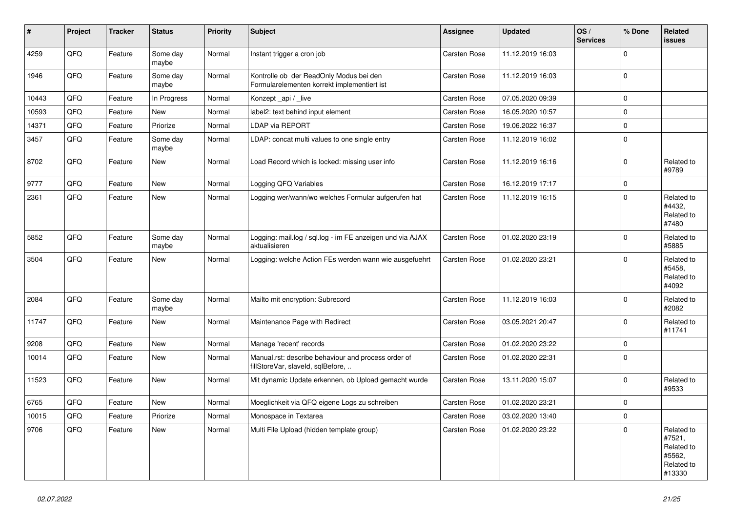| # | Project | Tracker | Status | Priority | Subject | Assignee | Updated | OS / Services | % Done | Related issues |
|---|---|---|---|---|---|---|---|---|---|---|
| 4259 | QFQ | Feature | Some day maybe | Normal | Instant trigger a cron job | Carsten Rose | 11.12.2019 16:03 | | 0 | |
| 1946 | QFQ | Feature | Some day maybe | Normal | Kontrolle ob der ReadOnly Modus bei den Formularelementen korrekt implementiert ist | Carsten Rose | 11.12.2019 16:03 | | 0 | |
| 10443 | QFQ | Feature | In Progress | Normal | Konzept _api / _live | Carsten Rose | 07.05.2020 09:39 | | 0 | |
| 10593 | QFQ | Feature | New | Normal | label2: text behind input element | Carsten Rose | 16.05.2020 10:57 | | 0 | |
| 14371 | QFQ | Feature | Priorize | Normal | LDAP via REPORT | Carsten Rose | 19.06.2022 16:37 | | 0 | |
| 3457 | QFQ | Feature | Some day maybe | Normal | LDAP: concat multi values to one single entry | Carsten Rose | 11.12.2019 16:02 | | 0 | |
| 8702 | QFQ | Feature | New | Normal | Load Record which is locked: missing user info | Carsten Rose | 11.12.2019 16:16 | | 0 | Related to #9789 |
| 9777 | QFQ | Feature | New | Normal | Logging QFQ Variables | Carsten Rose | 16.12.2019 17:17 | | 0 | |
| 2361 | QFQ | Feature | New | Normal | Logging wer/wann/wo welches Formular aufgerufen hat | Carsten Rose | 11.12.2019 16:15 | | 0 | Related to #4432, Related to #7480 |
| 5852 | QFQ | Feature | Some day maybe | Normal | Logging: mail.log / sql.log - im FE anzeigen und via AJAX aktualisieren | Carsten Rose | 01.02.2020 23:19 | | 0 | Related to #5885 |
| 3504 | QFQ | Feature | New | Normal | Logging: welche Action FEs werden wann wie ausgefuehrt | Carsten Rose | 01.02.2020 23:21 | | 0 | Related to #5458, Related to #4092 |
| 2084 | QFQ | Feature | Some day maybe | Normal | Mailto mit encryption: Subrecord | Carsten Rose | 11.12.2019 16:03 | | 0 | Related to #2082 |
| 11747 | QFQ | Feature | New | Normal | Maintenance Page with Redirect | Carsten Rose | 03.05.2021 20:47 | | 0 | Related to #11741 |
| 9208 | QFQ | Feature | New | Normal | Manage 'recent' records | Carsten Rose | 01.02.2020 23:22 | | 0 | |
| 10014 | QFQ | Feature | New | Normal | Manual.rst: describe behaviour and process order of fillStoreVar, slaveId, sqlBefore, .. | Carsten Rose | 01.02.2020 22:31 | | 0 | |
| 11523 | QFQ | Feature | New | Normal | Mit dynamic Update erkennen, ob Upload gemacht wurde | Carsten Rose | 13.11.2020 15:07 | | 0 | Related to #9533 |
| 6765 | QFQ | Feature | New | Normal | Moeglichkeit via QFQ eigene Logs zu schreiben | Carsten Rose | 01.02.2020 23:21 | | 0 | |
| 10015 | QFQ | Feature | Priorize | Normal | Monospace in Textarea | Carsten Rose | 03.02.2020 13:40 | | 0 | |
| 9706 | QFQ | Feature | New | Normal | Multi File Upload (hidden template group) | Carsten Rose | 01.02.2020 23:22 | | 0 | Related to #7521, Related to #5562, Related to #13330 |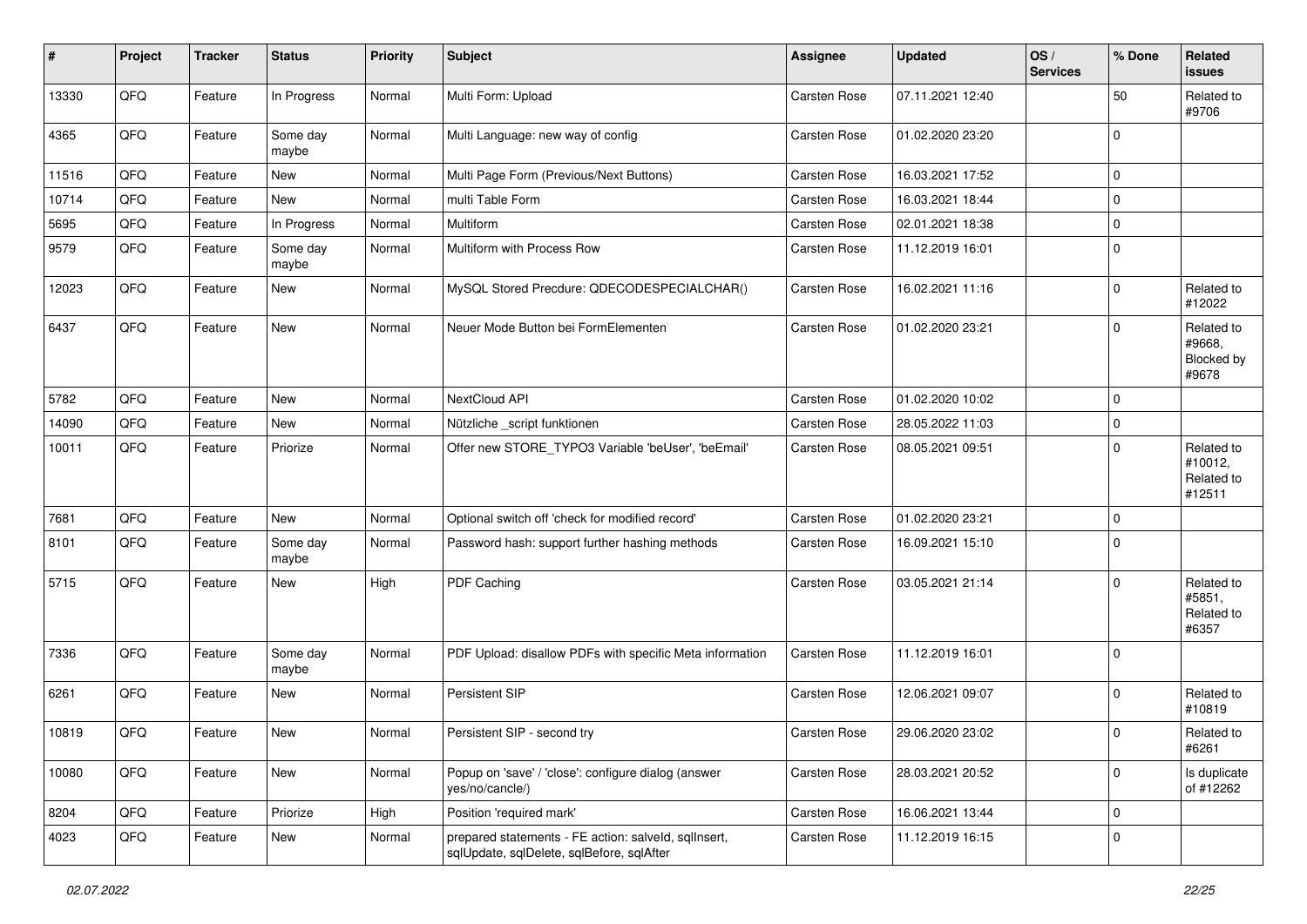| # | Project | Tracker | Status | Priority | Subject | Assignee | Updated | OS / Services | % Done | Related issues |
|---|---|---|---|---|---|---|---|---|---|---|
| 13330 | QFQ | Feature | In Progress | Normal | Multi Form: Upload | Carsten Rose | 07.11.2021 12:40 | | 50 | Related to #9706 |
| 4365 | QFQ | Feature | Some day maybe | Normal | Multi Language: new way of config | Carsten Rose | 01.02.2020 23:20 | | 0 | |
| 11516 | QFQ | Feature | New | Normal | Multi Page Form (Previous/Next Buttons) | Carsten Rose | 16.03.2021 17:52 | | 0 | |
| 10714 | QFQ | Feature | New | Normal | multi Table Form | Carsten Rose | 16.03.2021 18:44 | | 0 | |
| 5695 | QFQ | Feature | In Progress | Normal | Multiform | Carsten Rose | 02.01.2021 18:38 | | 0 | |
| 9579 | QFQ | Feature | Some day maybe | Normal | Multiform with Process Row | Carsten Rose | 11.12.2019 16:01 | | 0 | |
| 12023 | QFQ | Feature | New | Normal | MySQL Stored Precdure: QDECODESPECIALCHAR() | Carsten Rose | 16.02.2021 11:16 | | 0 | Related to #12022 |
| 6437 | QFQ | Feature | New | Normal | Neuer Mode Button bei FormElementen | Carsten Rose | 01.02.2020 23:21 | | 0 | Related to #9668, Blocked by #9678 |
| 5782 | QFQ | Feature | New | Normal | NextCloud API | Carsten Rose | 01.02.2020 10:02 | | 0 | |
| 14090 | QFQ | Feature | New | Normal | Nützliche _script funktionen | Carsten Rose | 28.05.2022 11:03 | | 0 | |
| 10011 | QFQ | Feature | Priorize | Normal | Offer new STORE_TYPO3 Variable 'beUser', 'beEmail' | Carsten Rose | 08.05.2021 09:51 | | 0 | Related to #10012, Related to #12511 |
| 7681 | QFQ | Feature | New | Normal | Optional switch off 'check for modified record' | Carsten Rose | 01.02.2020 23:21 | | 0 | |
| 8101 | QFQ | Feature | Some day maybe | Normal | Password hash: support further hashing methods | Carsten Rose | 16.09.2021 15:10 | | 0 | |
| 5715 | QFQ | Feature | New | High | PDF Caching | Carsten Rose | 03.05.2021 21:14 | | 0 | Related to #5851, Related to #6357 |
| 7336 | QFQ | Feature | Some day maybe | Normal | PDF Upload: disallow PDFs with specific Meta information | Carsten Rose | 11.12.2019 16:01 | | 0 | |
| 6261 | QFQ | Feature | New | Normal | Persistent SIP | Carsten Rose | 12.06.2021 09:07 | | 0 | Related to #10819 |
| 10819 | QFQ | Feature | New | Normal | Persistent SIP - second try | Carsten Rose | 29.06.2020 23:02 | | 0 | Related to #6261 |
| 10080 | QFQ | Feature | New | Normal | Popup on 'save' / 'close': configure dialog (answer yes/no/cancle/) | Carsten Rose | 28.03.2021 20:52 | | 0 | Is duplicate of #12262 |
| 8204 | QFQ | Feature | Priorize | High | Position 'required mark' | Carsten Rose | 16.06.2021 13:44 | | 0 | |
| 4023 | QFQ | Feature | New | Normal | prepared statements - FE action: salveld, sqlInsert, sqlUpdate, sqlDelete, sqlBefore, sqlAfter | Carsten Rose | 11.12.2019 16:15 | | 0 | |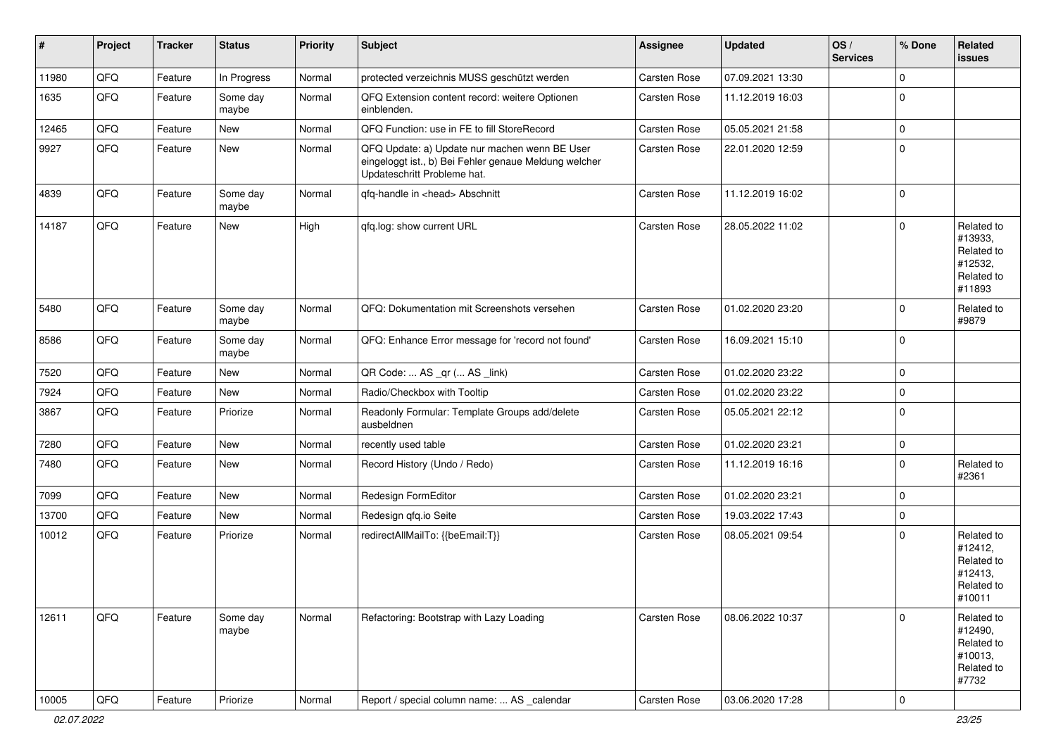| # | Project | Tracker | Status | Priority | Subject | Assignee | Updated | OS / Services | % Done | Related issues |
|---|---|---|---|---|---|---|---|---|---|---|
| 11980 | QFQ | Feature | In Progress | Normal | protected verzeichnis MUSS geschützt werden | Carsten Rose | 07.09.2021 13:30 | | 0 | |
| 1635 | QFQ | Feature | Some day maybe | Normal | QFQ Extension content record: weitere Optionen einblenden. | Carsten Rose | 11.12.2019 16:03 | | 0 | |
| 12465 | QFQ | Feature | New | Normal | QFQ Function: use in FE to fill StoreRecord | Carsten Rose | 05.05.2021 21:58 | | 0 | |
| 9927 | QFQ | Feature | New | Normal | QFQ Update: a) Update nur machen wenn BE User eingeloggt ist., b) Bei Fehler genaue Meldung welcher Updateschritt Probleme hat. | Carsten Rose | 22.01.2020 12:59 | | 0 | |
| 4839 | QFQ | Feature | Some day maybe | Normal | qfq-handle in <head> Abschnitt | Carsten Rose | 11.12.2019 16:02 | | 0 | |
| 14187 | QFQ | Feature | New | High | qfq.log: show current URL | Carsten Rose | 28.05.2022 11:02 | | 0 | Related to #13933, Related to #12532, Related to #11893 |
| 5480 | QFQ | Feature | Some day maybe | Normal | QFQ: Dokumentation mit Screenshots versehen | Carsten Rose | 01.02.2020 23:20 | | 0 | Related to #9879 |
| 8586 | QFQ | Feature | Some day maybe | Normal | QFQ: Enhance Error message for 'record not found' | Carsten Rose | 16.09.2021 15:10 | | 0 | |
| 7520 | QFQ | Feature | New | Normal | QR Code: ... AS _qr ( ... AS _link) | Carsten Rose | 01.02.2020 23:22 | | 0 | |
| 7924 | QFQ | Feature | New | Normal | Radio/Checkbox with Tooltip | Carsten Rose | 01.02.2020 23:22 | | 0 | |
| 3867 | QFQ | Feature | Priorize | Normal | Readonly Formular: Template Groups add/delete ausbeldnen | Carsten Rose | 05.05.2021 22:12 | | 0 | |
| 7280 | QFQ | Feature | New | Normal | recently used table | Carsten Rose | 01.02.2020 23:21 | | 0 | |
| 7480 | QFQ | Feature | New | Normal | Record History (Undo / Redo) | Carsten Rose | 11.12.2019 16:16 | | 0 | Related to #2361 |
| 7099 | QFQ | Feature | New | Normal | Redesign FormEditor | Carsten Rose | 01.02.2020 23:21 | | 0 | |
| 13700 | QFQ | Feature | New | Normal | Redesign qfq.io Seite | Carsten Rose | 19.03.2022 17:43 | | 0 | |
| 10012 | QFQ | Feature | Priorize | Normal | redirectAllMailTo: {{beEmail:T}} | Carsten Rose | 08.05.2021 09:54 | | 0 | Related to #12412, Related to #12413, Related to #10011 |
| 12611 | QFQ | Feature | Some day maybe | Normal | Refactoring: Bootstrap with Lazy Loading | Carsten Rose | 08.06.2022 10:37 | | 0 | Related to #12490, Related to #10013, Related to #7732 |
| 10005 | QFQ | Feature | Priorize | Normal | Report / special column name: ... AS _calendar | Carsten Rose | 03.06.2020 17:28 | | 0 | |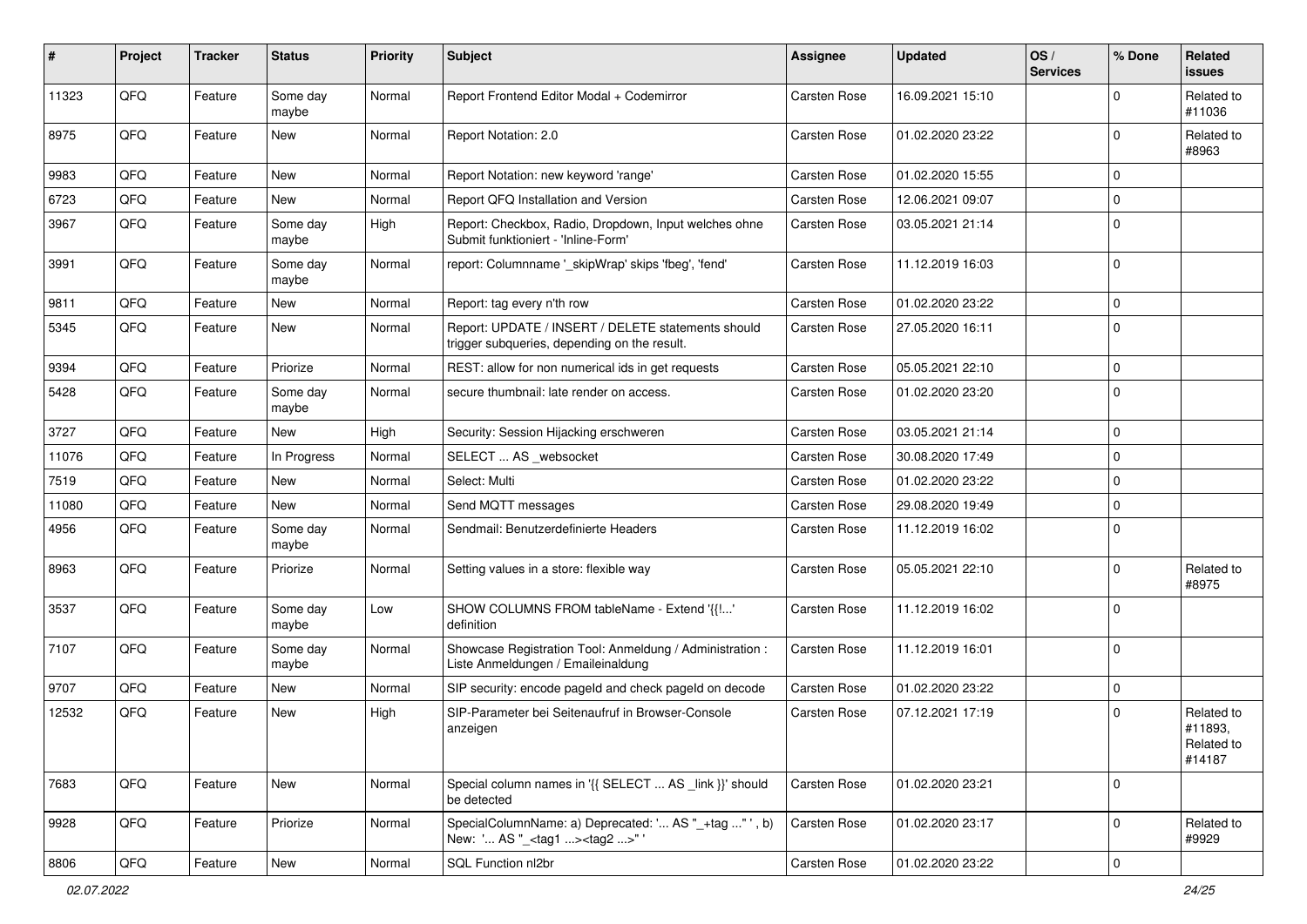| # | Project | Tracker | Status | Priority | Subject | Assignee | Updated | OS / Services | % Done | Related issues |
|---|---|---|---|---|---|---|---|---|---|---|
| 11323 | QFQ | Feature | Some day maybe | Normal | Report Frontend Editor Modal + Codemirror | Carsten Rose | 16.09.2021 15:10 | | 0 | Related to #11036 |
| 8975 | QFQ | Feature | New | Normal | Report Notation: 2.0 | Carsten Rose | 01.02.2020 23:22 | | 0 | Related to #8963 |
| 9983 | QFQ | Feature | New | Normal | Report Notation: new keyword 'range' | Carsten Rose | 01.02.2020 15:55 | | 0 | |
| 6723 | QFQ | Feature | New | Normal | Report QFQ Installation and Version | Carsten Rose | 12.06.2021 09:07 | | 0 | |
| 3967 | QFQ | Feature | Some day maybe | High | Report: Checkbox, Radio, Dropdown, Input welches ohne Submit funktioniert - 'Inline-Form' | Carsten Rose | 03.05.2021 21:14 | | 0 | |
| 3991 | QFQ | Feature | Some day maybe | Normal | report: Columnname '_skipWrap' skips 'fbeg', 'fend' | Carsten Rose | 11.12.2019 16:03 | | 0 | |
| 9811 | QFQ | Feature | New | Normal | Report: tag every n'th row | Carsten Rose | 01.02.2020 23:22 | | 0 | |
| 5345 | QFQ | Feature | New | Normal | Report: UPDATE / INSERT / DELETE statements should trigger subqueries, depending on the result. | Carsten Rose | 27.05.2020 16:11 | | 0 | |
| 9394 | QFQ | Feature | Priorize | Normal | REST: allow for non numerical ids in get requests | Carsten Rose | 05.05.2021 22:10 | | 0 | |
| 5428 | QFQ | Feature | Some day maybe | Normal | secure thumbnail: late render on access. | Carsten Rose | 01.02.2020 23:20 | | 0 | |
| 3727 | QFQ | Feature | New | High | Security: Session Hijacking erschweren | Carsten Rose | 03.05.2021 21:14 | | 0 | |
| 11076 | QFQ | Feature | In Progress | Normal | SELECT ... AS _websocket | Carsten Rose | 30.08.2020 17:49 | | 0 | |
| 7519 | QFQ | Feature | New | Normal | Select: Multi | Carsten Rose | 01.02.2020 23:22 | | 0 | |
| 11080 | QFQ | Feature | New | Normal | Send MQTT messages | Carsten Rose | 29.08.2020 19:49 | | 0 | |
| 4956 | QFQ | Feature | Some day maybe | Normal | Sendmail: Benutzerdefinierte Headers | Carsten Rose | 11.12.2019 16:02 | | 0 | |
| 8963 | QFQ | Feature | Priorize | Normal | Setting values in a store: flexible way | Carsten Rose | 05.05.2021 22:10 | | 0 | Related to #8975 |
| 3537 | QFQ | Feature | Some day maybe | Low | SHOW COLUMNS FROM tableName - Extend '{{!...' definition | Carsten Rose | 11.12.2019 16:02 | | 0 | |
| 7107 | QFQ | Feature | Some day maybe | Normal | Showcase Registration Tool: Anmeldung / Administration : Liste Anmeldungen / Emaileinaldung | Carsten Rose | 11.12.2019 16:01 | | 0 | |
| 9707 | QFQ | Feature | New | Normal | SIP security: encode pageId and check pageId on decode | Carsten Rose | 01.02.2020 23:22 | | 0 | |
| 12532 | QFQ | Feature | New | High | SIP-Parameter bei Seitenaufruf in Browser-Console anzeigen | Carsten Rose | 07.12.2021 17:19 | | 0 | Related to #11893, Related to #14187 |
| 7683 | QFQ | Feature | New | Normal | Special column names in '{{ SELECT ... AS _link }}' should be detected | Carsten Rose | 01.02.2020 23:21 | | 0 | |
| 9928 | QFQ | Feature | Priorize | Normal | SpecialColumnName: a) Deprecated: '... AS "_+tag ..." ', b) New: '... AS "_<tag1 ...><tag2 ...>" ' | Carsten Rose | 01.02.2020 23:17 | | 0 | Related to #9929 |
| 8806 | QFQ | Feature | New | Normal | SQL Function nl2br | Carsten Rose | 01.02.2020 23:22 | | 0 | |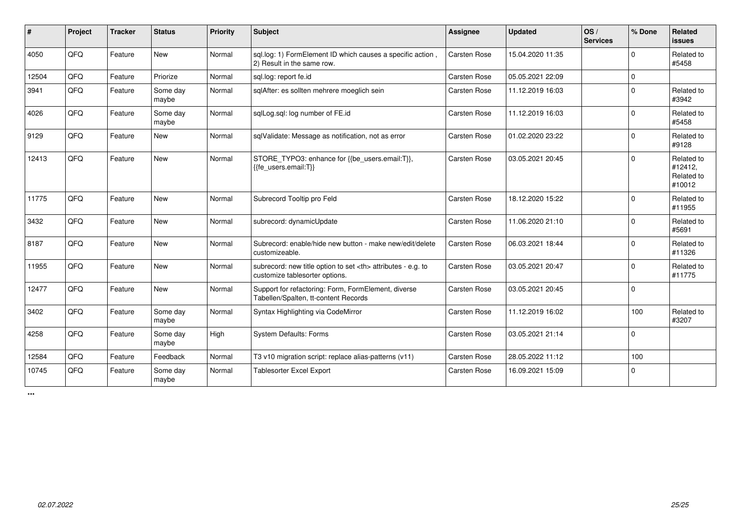| # | Project | Tracker | Status | Priority | Subject | Assignee | Updated | OS / Services | % Done | Related issues |
|---|---|---|---|---|---|---|---|---|---|---|
| 4050 | QFQ | Feature | New | Normal | sql.log: 1) FormElement ID which causes a specific action , 2) Result in the same row. | Carsten Rose | 15.04.2020 11:35 | | 0 | Related to #5458 |
| 12504 | QFQ | Feature | Priorize | Normal | sql.log: report fe.id | Carsten Rose | 05.05.2021 22:09 | | 0 | |
| 3941 | QFQ | Feature | Some day maybe | Normal | sqlAfter: es sollten mehrere moeglich sein | Carsten Rose | 11.12.2019 16:03 | | 0 | Related to #3942 |
| 4026 | QFQ | Feature | Some day maybe | Normal | sqlLog.sql: log number of FE.id | Carsten Rose | 11.12.2019 16:03 | | 0 | Related to #5458 |
| 9129 | QFQ | Feature | New | Normal | sqlValidate: Message as notification, not as error | Carsten Rose | 01.02.2020 23:22 | | 0 | Related to #9128 |
| 12413 | QFQ | Feature | New | Normal | STORE_TYPO3: enhance for {{be_users.email:T}}, {{fe_users.email:T}} | Carsten Rose | 03.05.2021 20:45 | | 0 | Related to #12412, Related to #10012 |
| 11775 | QFQ | Feature | New | Normal | Subrecord Tooltip pro Feld | Carsten Rose | 18.12.2020 15:22 | | 0 | Related to #11955 |
| 3432 | QFQ | Feature | New | Normal | subrecord: dynamicUpdate | Carsten Rose | 11.06.2020 21:10 | | 0 | Related to #5691 |
| 8187 | QFQ | Feature | New | Normal | Subrecord: enable/hide new button - make new/edit/delete customizeable. | Carsten Rose | 06.03.2021 18:44 | | 0 | Related to #11326 |
| 11955 | QFQ | Feature | New | Normal | subrecord: new title option to set <th> attributes - e.g. to customize tablesorter options. | Carsten Rose | 03.05.2021 20:47 | | 0 | Related to #11775 |
| 12477 | QFQ | Feature | New | Normal | Support for refactoring: Form, FormElement, diverse Tabellen/Spalten, tt-content Records | Carsten Rose | 03.05.2021 20:45 | | 0 | |
| 3402 | QFQ | Feature | Some day maybe | Normal | Syntax Highlighting via CodeMirror | Carsten Rose | 11.12.2019 16:02 | | 100 | Related to #3207 |
| 4258 | QFQ | Feature | Some day maybe | High | System Defaults: Forms | Carsten Rose | 03.05.2021 21:14 | | 0 | |
| 12584 | QFQ | Feature | Feedback | Normal | T3 v10 migration script: replace alias-patterns (v11) | Carsten Rose | 28.05.2022 11:12 | | 100 | |
| 10745 | QFQ | Feature | Some day maybe | Normal | Tablesorter Excel Export | Carsten Rose | 16.09.2021 15:09 | | 0 | |

...